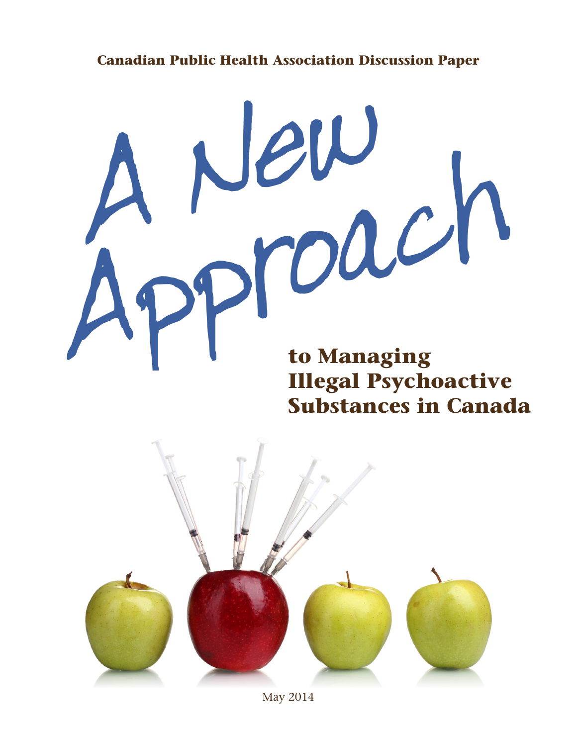**Canadian Public Health Association Discussion Paper**

# A New Approach to Managing Illegal Psychoactive Substances in Canada

May 2014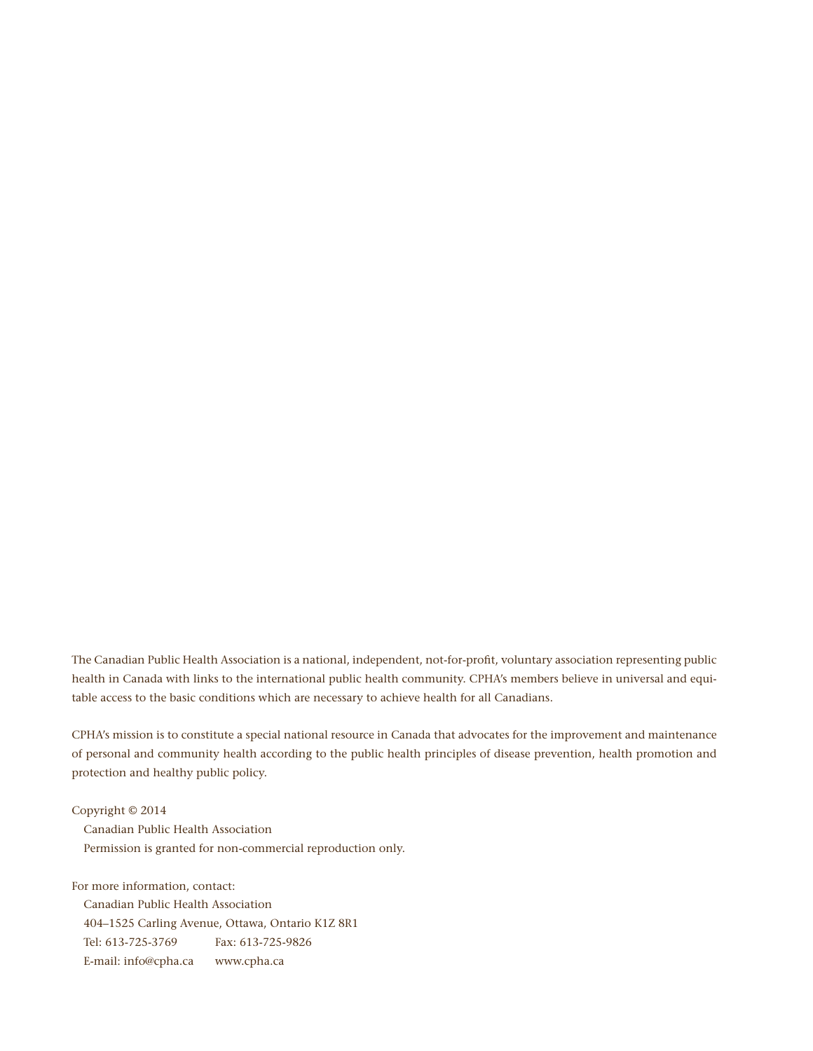The Canadian Public Health Association is a national, independent, not-for-profit, voluntary association representing public health in Canada with links to the international public health community. CPHA's members believe in universal and equitable access to the basic conditions which are necessary to achieve health for all Canadians.

CPHA's mission is to constitute a special national resource in Canada that advocates for the improvement and maintenance of personal and community health according to the public health principles of disease prevention, health promotion and protection and healthy public policy.

Copyright © 2014
Canadian Public Health Association
Permission is granted for non-commercial reproduction only.

For more information, contact:
Canadian Public Health Association
404–1525 Carling Avenue, Ottawa, Ontario K1Z 8R1
Tel: 613-725-3769 Fax: 613-725-9826
E-mail: info@cpha.ca www.cpha.ca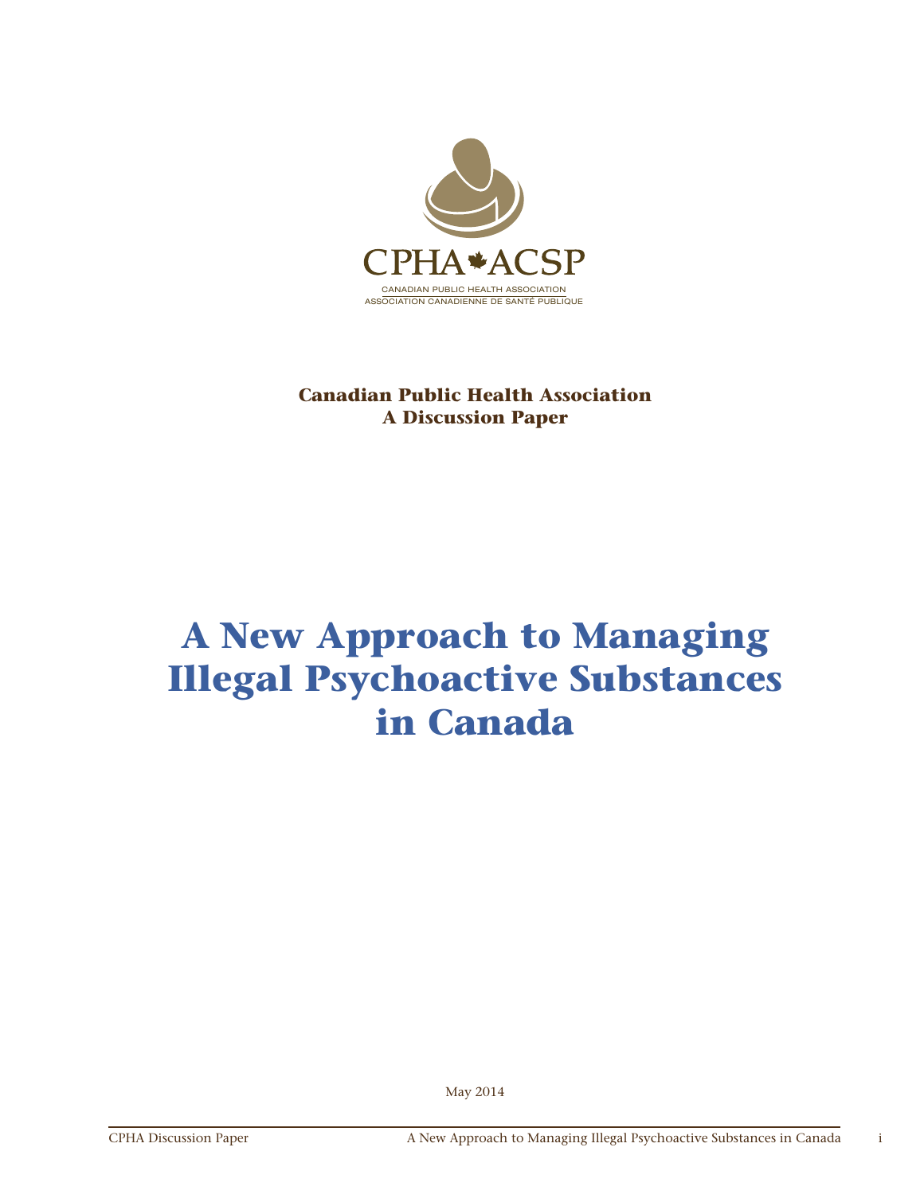CPHA•ACSP

CANADIAN PUBLIC HEALTH ASSOCIATION
ASSOCIATION CANADIENNE DE SANTÉ PUBLIQUE

**Canadian Public Health Association**
**A Discussion Paper**

# A New Approach to Managing Illegal Psychoactive Substances in Canada

May 2014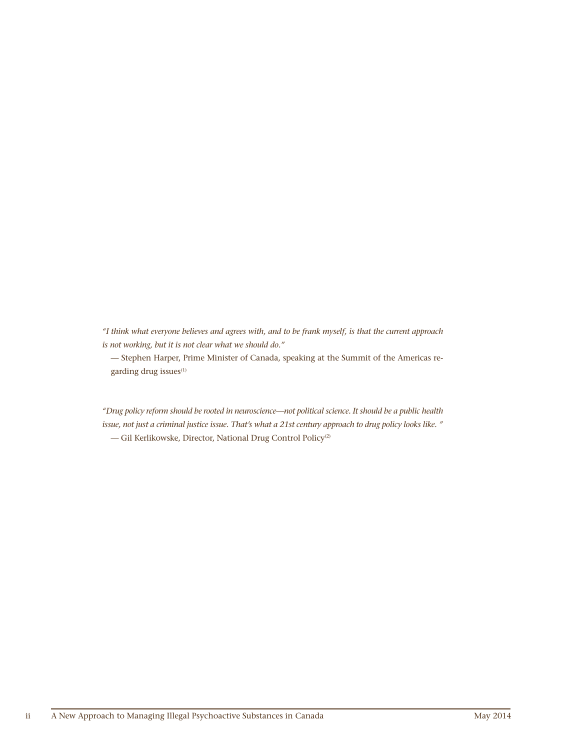*"I think what everyone believes and agrees with, and to be frank myself, is that the current approach is not working, but it is not clear what we should do."*

— Stephen Harper, Prime Minister of Canada, speaking at the Summit of the Americas regarding drug issues[1]

*"Drug policy reform should be rooted in neuroscience—not political science. It should be a public health issue, not just a criminal justice issue. That's what a 21st century approach to drug policy looks like. "*

— Gil Kerlikowske, Director, National Drug Control Policy[2]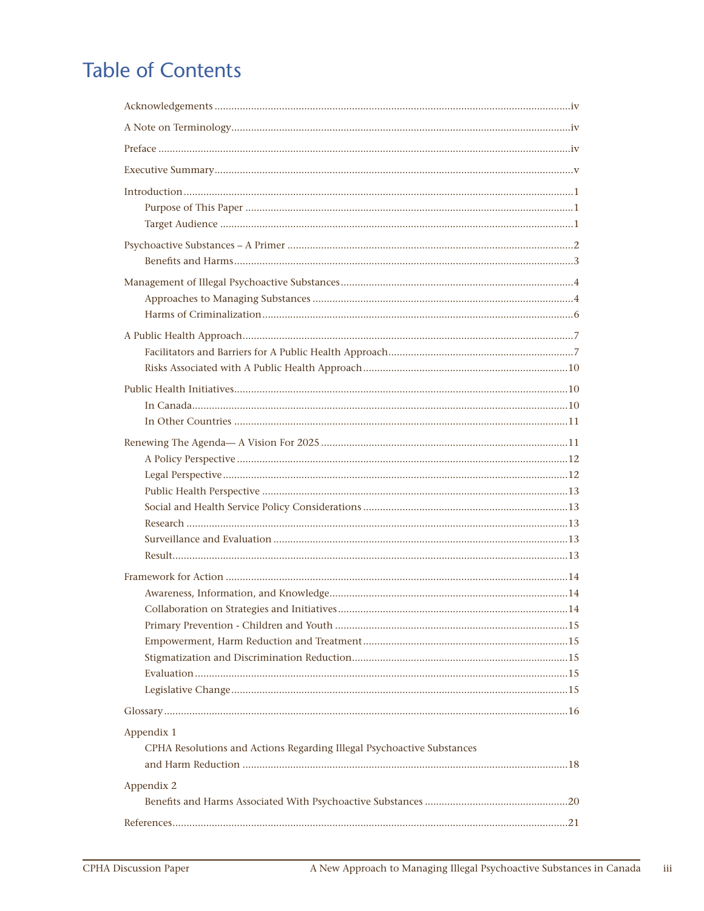# Table of Contents

Acknowledgements ..... iv

A Note on Terminology ..... iv

Preface ..... iv

Executive Summary ..... v

Introduction ..... 1
- Purpose of This Paper ..... 1
- Target Audience ..... 1

Psychoactive Substances – A Primer ..... 2
- Benefits and Harms ..... 3

Management of Illegal Psychoactive Substances ..... 4
- Approaches to Managing Substances ..... 4
- Harms of Criminalization ..... 6

A Public Health Approach ..... 7
- Facilitators and Barriers for A Public Health Approach ..... 7
- Risks Associated with A Public Health Approach ..... 10

Public Health Initiatives ..... 10
- In Canada ..... 10
- In Other Countries ..... 11

Renewing The Agenda— A Vision For 2025 ..... 11
- A Policy Perspective ..... 12
- Legal Perspective ..... 12
- Public Health Perspective ..... 13
- Social and Health Service Policy Considerations ..... 13
- Research ..... 13
- Surveillance and Evaluation ..... 13
- Result ..... 13

Framework for Action ..... 14
- Awareness, Information, and Knowledge ..... 14
- Collaboration on Strategies and Initiatives ..... 14
- Primary Prevention - Children and Youth ..... 15
- Empowerment, Harm Reduction and Treatment ..... 15
- Stigmatization and Discrimination Reduction ..... 15
- Evaluation ..... 15
- Legislative Change ..... 15

Glossary ..... 16

Appendix 1
- CPHA Resolutions and Actions Regarding Illegal Psychoactive Substances and Harm Reduction ..... 18

Appendix 2
- Benefits and Harms Associated With Psychoactive Substances ..... 20

References ..... 21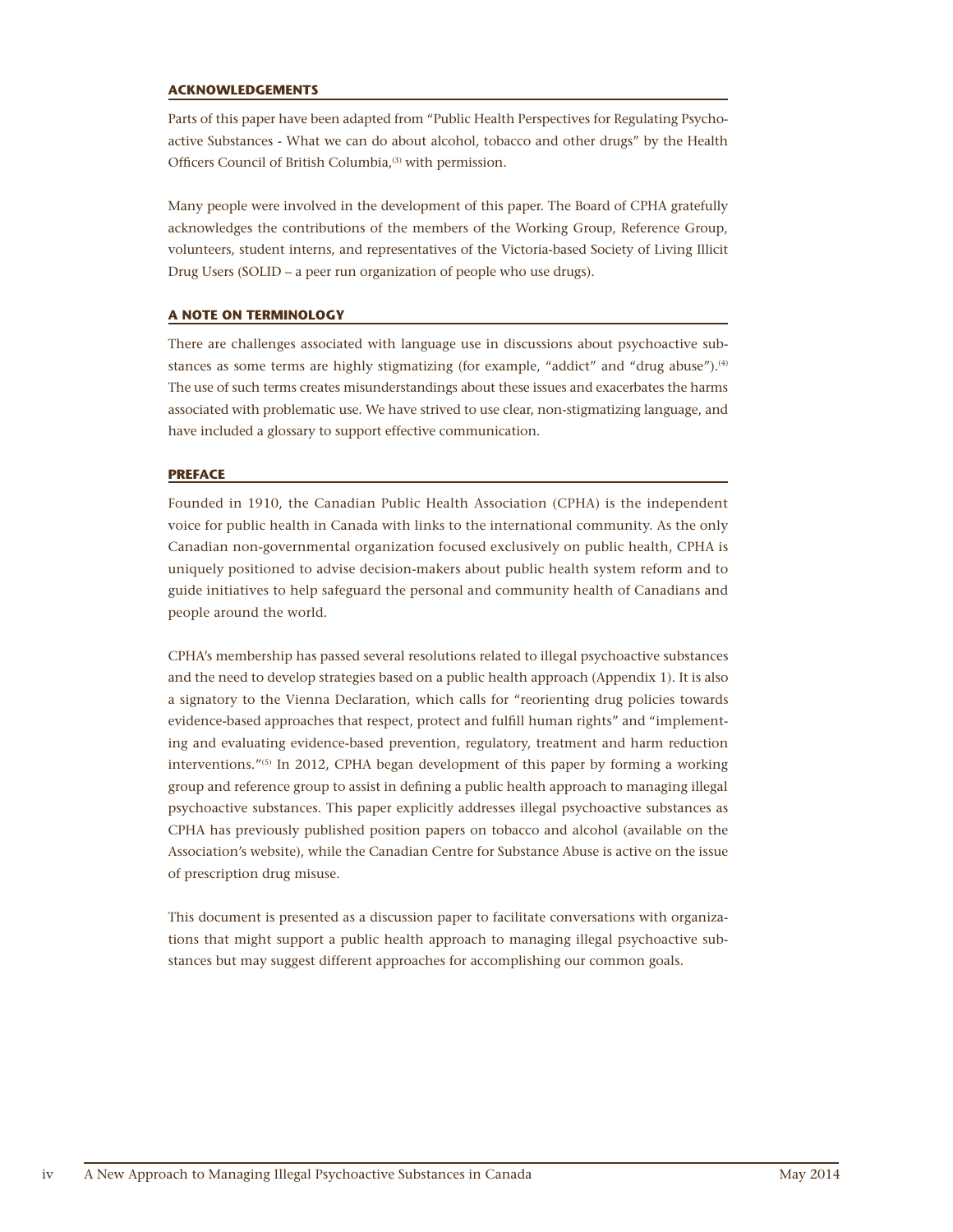## ACKNOWLEDGEMENTS

Parts of this paper have been adapted from "Public Health Perspectives for Regulating Psychoactive Substances - What we can do about alcohol, tobacco and other drugs" by the Health Officers Council of British Columbia,[3] with permission.

Many people were involved in the development of this paper. The Board of CPHA gratefully acknowledges the contributions of the members of the Working Group, Reference Group, volunteers, student interns, and representatives of the Victoria-based Society of Living Illicit Drug Users (SOLID – a peer run organization of people who use drugs).

## A NOTE ON TERMINOLOGY

There are challenges associated with language use in discussions about psychoactive substances as some terms are highly stigmatizing (for example, "addict" and "drug abuse").[4] The use of such terms creates misunderstandings about these issues and exacerbates the harms associated with problematic use. We have strived to use clear, non-stigmatizing language, and have included a glossary to support effective communication.

## PREFACE

Founded in 1910, the Canadian Public Health Association (CPHA) is the independent voice for public health in Canada with links to the international community. As the only Canadian non-governmental organization focused exclusively on public health, CPHA is uniquely positioned to advise decision-makers about public health system reform and to guide initiatives to help safeguard the personal and community health of Canadians and people around the world.

CPHA's membership has passed several resolutions related to illegal psychoactive substances and the need to develop strategies based on a public health approach (Appendix 1). It is also a signatory to the Vienna Declaration, which calls for "reorienting drug policies towards evidence-based approaches that respect, protect and fulfill human rights" and "implementing and evaluating evidence-based prevention, regulatory, treatment and harm reduction interventions."[5] In 2012, CPHA began development of this paper by forming a working group and reference group to assist in defining a public health approach to managing illegal psychoactive substances. This paper explicitly addresses illegal psychoactive substances as CPHA has previously published position papers on tobacco and alcohol (available on the Association's website), while the Canadian Centre for Substance Abuse is active on the issue of prescription drug misuse.

This document is presented as a discussion paper to facilitate conversations with organizations that might support a public health approach to managing illegal psychoactive substances but may suggest different approaches for accomplishing our common goals.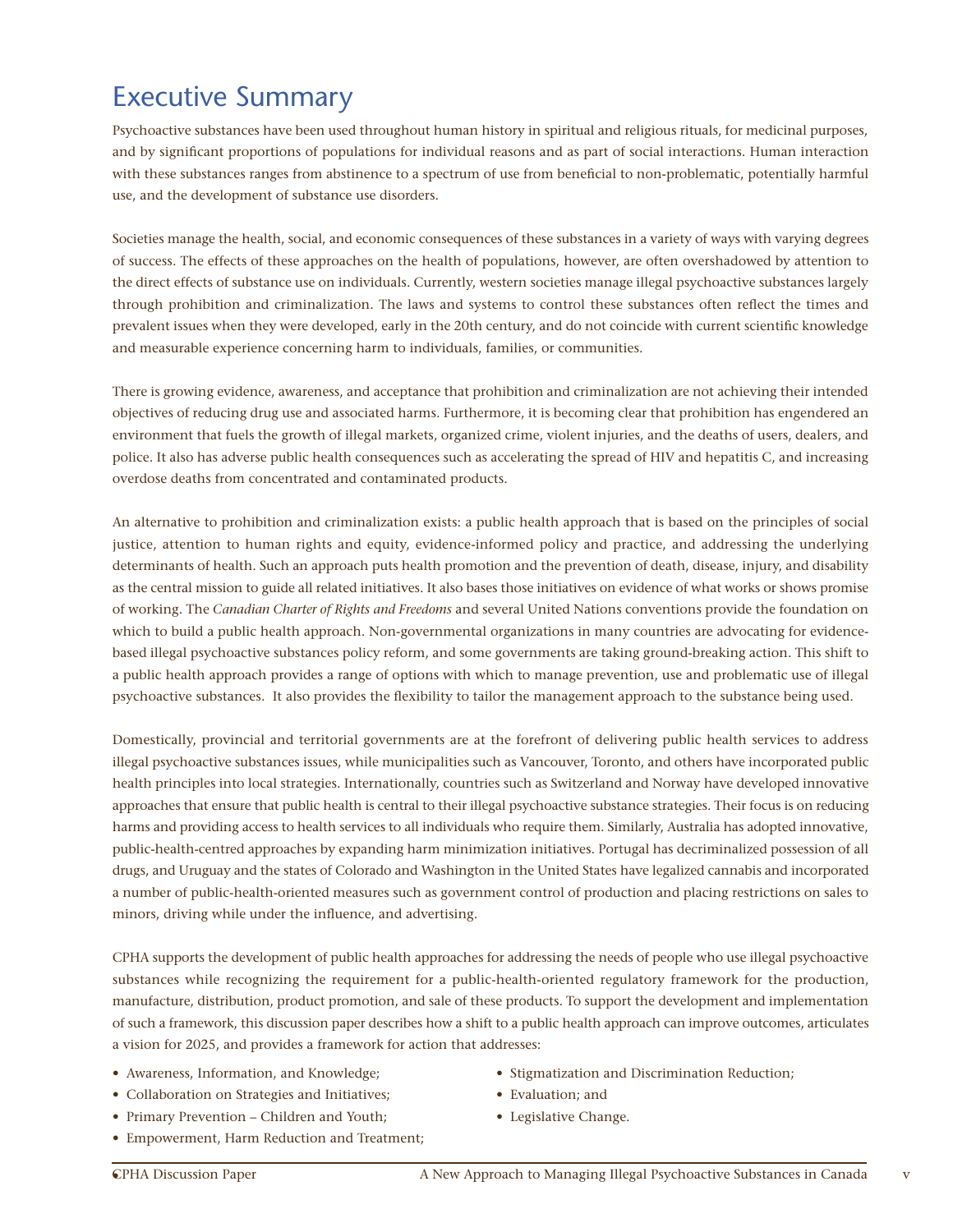# Executive Summary

Psychoactive substances have been used throughout human history in spiritual and religious rituals, for medicinal purposes, and by significant proportions of populations for individual reasons and as part of social interactions. Human interaction with these substances ranges from abstinence to a spectrum of use from beneficial to non-problematic, potentially harmful use, and the development of substance use disorders.

Societies manage the health, social, and economic consequences of these substances in a variety of ways with varying degrees of success. The effects of these approaches on the health of populations, however, are often overshadowed by attention to the direct effects of substance use on individuals. Currently, western societies manage illegal psychoactive substances largely through prohibition and criminalization. The laws and systems to control these substances often reflect the times and prevalent issues when they were developed, early in the 20th century, and do not coincide with current scientific knowledge and measurable experience concerning harm to individuals, families, or communities.

There is growing evidence, awareness, and acceptance that prohibition and criminalization are not achieving their intended objectives of reducing drug use and associated harms. Furthermore, it is becoming clear that prohibition has engendered an environment that fuels the growth of illegal markets, organized crime, violent injuries, and the deaths of users, dealers, and police. It also has adverse public health consequences such as accelerating the spread of HIV and hepatitis C, and increasing overdose deaths from concentrated and contaminated products.

An alternative to prohibition and criminalization exists: a public health approach that is based on the principles of social justice, attention to human rights and equity, evidence-informed policy and practice, and addressing the underlying determinants of health. Such an approach puts health promotion and the prevention of death, disease, injury, and disability as the central mission to guide all related initiatives. It also bases those initiatives on evidence of what works or shows promise of working. The *Canadian Charter of Rights and Freedoms* and several United Nations conventions provide the foundation on which to build a public health approach. Non-governmental organizations in many countries are advocating for evidence-based illegal psychoactive substances policy reform, and some governments are taking ground-breaking action. This shift to a public health approach provides a range of options with which to manage prevention, use and problematic use of illegal psychoactive substances. It also provides the flexibility to tailor the management approach to the substance being used.

Domestically, provincial and territorial governments are at the forefront of delivering public health services to address illegal psychoactive substances issues, while municipalities such as Vancouver, Toronto, and others have incorporated public health principles into local strategies. Internationally, countries such as Switzerland and Norway have developed innovative approaches that ensure that public health is central to their illegal psychoactive substance strategies. Their focus is on reducing harms and providing access to health services to all individuals who require them. Similarly, Australia has adopted innovative, public-health-centred approaches by expanding harm minimization initiatives. Portugal has decriminalized possession of all drugs, and Uruguay and the states of Colorado and Washington in the United States have legalized cannabis and incorporated a number of public-health-oriented measures such as government control of production and placing restrictions on sales to minors, driving while under the influence, and advertising.

CPHA supports the development of public health approaches for addressing the needs of people who use illegal psychoactive substances while recognizing the requirement for a public-health-oriented regulatory framework for the production, manufacture, distribution, product promotion, and sale of these products. To support the development and implementation of such a framework, this discussion paper describes how a shift to a public health approach can improve outcomes, articulates a vision for 2025, and provides a framework for action that addresses:

- Awareness, Information, and Knowledge;
- Collaboration on Strategies and Initiatives;
- Primary Prevention – Children and Youth;
- Empowerment, Harm Reduction and Treatment;
- Stigmatization and Discrimination Reduction;
- Evaluation; and
- Legislative Change.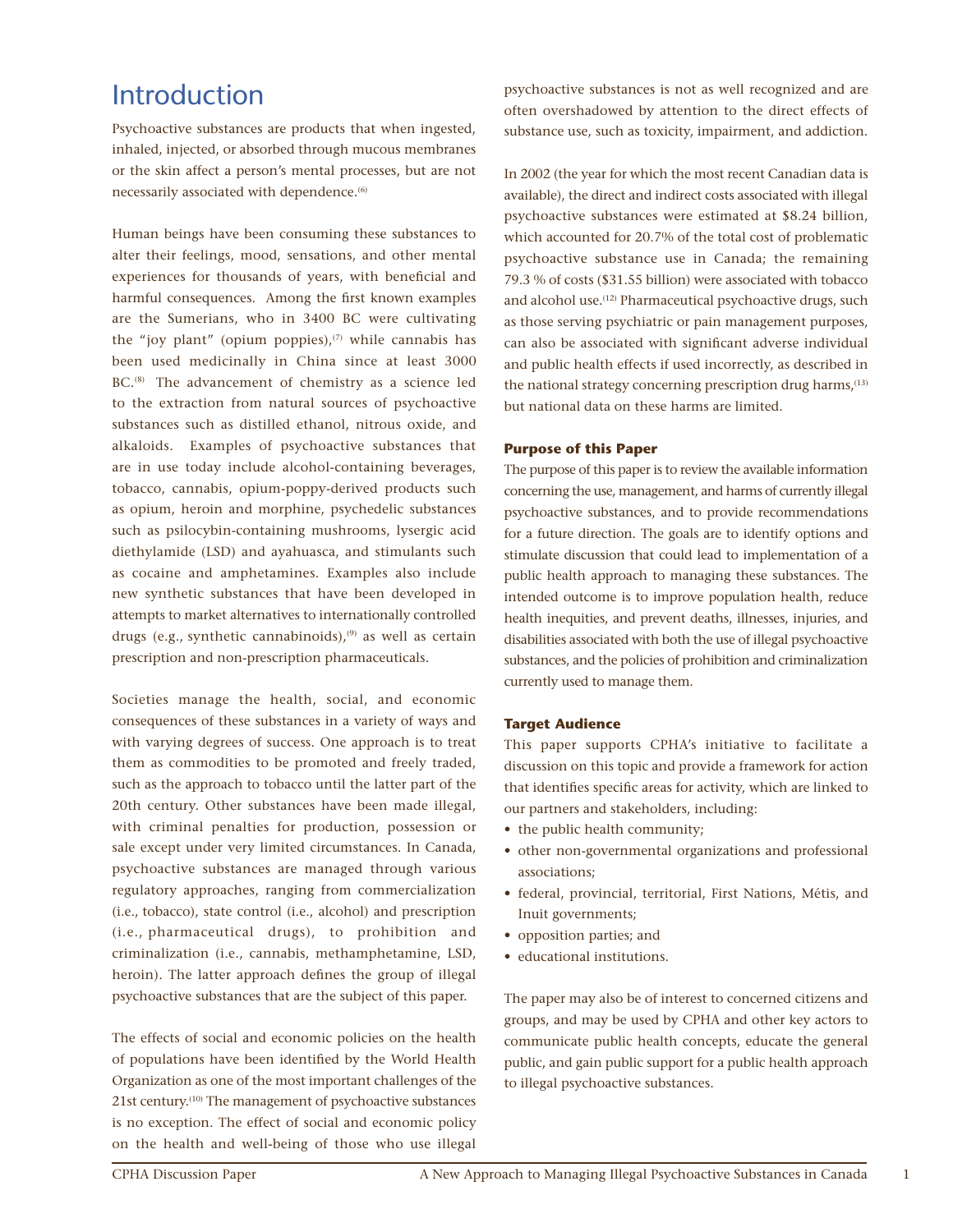# Introduction

Psychoactive substances are products that when ingested, inhaled, injected, or absorbed through mucous membranes or the skin affect a person's mental processes, but are not necessarily associated with dependence.[6]

Human beings have been consuming these substances to alter their feelings, mood, sensations, and other mental experiences for thousands of years, with beneficial and harmful consequences. Among the first known examples are the Sumerians, who in 3400 BC were cultivating the "joy plant" (opium poppies),[7] while cannabis has been used medicinally in China since at least 3000 BC.[8] The advancement of chemistry as a science led to the extraction from natural sources of psychoactive substances such as distilled ethanol, nitrous oxide, and alkaloids. Examples of psychoactive substances that are in use today include alcohol-containing beverages, tobacco, cannabis, opium-poppy-derived products such as opium, heroin and morphine, psychedelic substances such as psilocybin-containing mushrooms, lysergic acid diethylamide (LSD) and ayahuasca, and stimulants such as cocaine and amphetamines. Examples also include new synthetic substances that have been developed in attempts to market alternatives to internationally controlled drugs (e.g., synthetic cannabinoids),[9] as well as certain prescription and non-prescription pharmaceuticals.

Societies manage the health, social, and economic consequences of these substances in a variety of ways and with varying degrees of success. One approach is to treat them as commodities to be promoted and freely traded, such as the approach to tobacco until the latter part of the 20th century. Other substances have been made illegal, with criminal penalties for production, possession or sale except under very limited circumstances. In Canada, psychoactive substances are managed through various regulatory approaches, ranging from commercialization (i.e., tobacco), state control (i.e., alcohol) and prescription (i.e., pharmaceutical drugs), to prohibition and criminalization (i.e., cannabis, methamphetamine, LSD, heroin). The latter approach defines the group of illegal psychoactive substances that are the subject of this paper.

The effects of social and economic policies on the health of populations have been identified by the World Health Organization as one of the most important challenges of the 21st century.[10] The management of psychoactive substances is no exception. The effect of social and economic policy on the health and well-being of those who use illegal psychoactive substances is not as well recognized and are often overshadowed by attention to the direct effects of substance use, such as toxicity, impairment, and addiction.

In 2002 (the year for which the most recent Canadian data is available), the direct and indirect costs associated with illegal psychoactive substances were estimated at $8.24 billion, which accounted for 20.7% of the total cost of problematic psychoactive substance use in Canada; the remaining 79.3 % of costs ($31.55 billion) were associated with tobacco and alcohol use.[12] Pharmaceutical psychoactive drugs, such as those serving psychiatric or pain management purposes, can also be associated with significant adverse individual and public health effects if used incorrectly, as described in the national strategy concerning prescription drug harms,[13] but national data on these harms are limited.

**Purpose of this Paper**

The purpose of this paper is to review the available information concerning the use, management, and harms of currently illegal psychoactive substances, and to provide recommendations for a future direction. The goals are to identify options and stimulate discussion that could lead to implementation of a public health approach to managing these substances. The intended outcome is to improve population health, reduce health inequities, and prevent deaths, illnesses, injuries, and disabilities associated with both the use of illegal psychoactive substances, and the policies of prohibition and criminalization currently used to manage them.

**Target Audience**

This paper supports CPHA's initiative to facilitate a discussion on this topic and provide a framework for action that identifies specific areas for activity, which are linked to our partners and stakeholders, including:

- the public health community;
- other non-governmental organizations and professional associations;
- federal, provincial, territorial, First Nations, Métis, and Inuit governments;
- opposition parties; and
- educational institutions.

The paper may also be of interest to concerned citizens and groups, and may be used by CPHA and other key actors to communicate public health concepts, educate the general public, and gain public support for a public health approach to illegal psychoactive substances.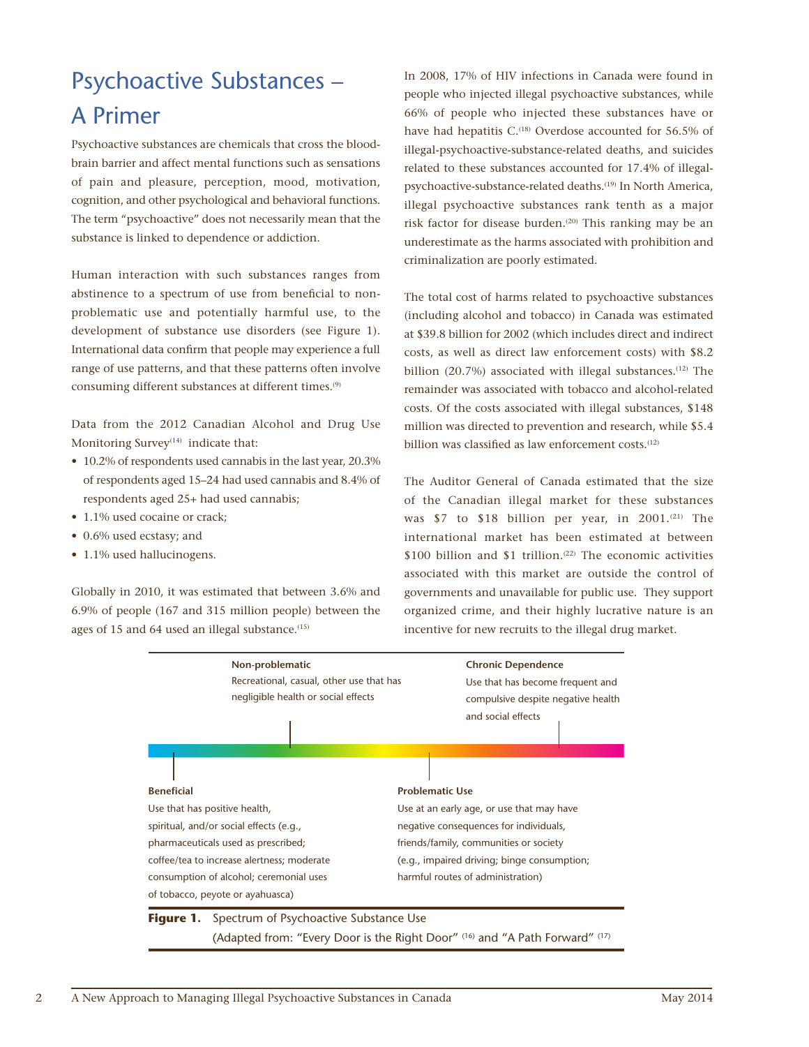# Psychoactive Substances – A Primer

Psychoactive substances are chemicals that cross the blood-brain barrier and affect mental functions such as sensations of pain and pleasure, perception, mood, motivation, cognition, and other psychological and behavioral functions. The term "psychoactive" does not necessarily mean that the substance is linked to dependence or addiction.

Human interaction with such substances ranges from abstinence to a spectrum of use from beneficial to non-problematic use and potentially harmful use, to the development of substance use disorders (see Figure 1). International data confirm that people may experience a full range of use patterns, and that these patterns often involve consuming different substances at different times.[9]

Data from the 2012 Canadian Alcohol and Drug Use Monitoring Survey[14] indicate that:

- 10.2% of respondents used cannabis in the last year, 20.3% of respondents aged 15–24 had used cannabis and 8.4% of respondents aged 25+ had used cannabis;
- 1.1% used cocaine or crack;
- 0.6% used ecstasy; and
- 1.1% used hallucinogens.

Globally in 2010, it was estimated that between 3.6% and 6.9% of people (167 and 315 million people) between the ages of 15 and 64 used an illegal substance.[15]

In 2008, 17% of HIV infections in Canada were found in people who injected illegal psychoactive substances, while 66% of people who injected these substances have or have had hepatitis C.[18] Overdose accounted for 56.5% of illegal-psychoactive-substance-related deaths, and suicides related to these substances accounted for 17.4% of illegal-psychoactive-substance-related deaths.[19] In North America, illegal psychoactive substances rank tenth as a major risk factor for disease burden.[20] This ranking may be an underestimate as the harms associated with prohibition and criminalization are poorly estimated.

The total cost of harms related to psychoactive substances (including alcohol and tobacco) in Canada was estimated at $39.8 billion for 2002 (which includes direct and indirect costs, as well as direct law enforcement costs) with $8.2 billion (20.7%) associated with illegal substances.[12] The remainder was associated with tobacco and alcohol-related costs. Of the costs associated with illegal substances, $148 million was directed to prevention and research, while $5.4 billion was classified as law enforcement costs.[12]

The Auditor General of Canada estimated that the size of the Canadian illegal market for these substances was $7 to $18 billion per year, in 2001.[21] The international market has been estimated at between $100 billion and $1 trillion.[22] The economic activities associated with this market are outside the control of governments and unavailable for public use. They support organized crime, and their highly lucrative nature is an incentive for new recruits to the illegal drug market.

**Beneficial**
Use that has positive health, spiritual, and/or social effects (e.g., pharmaceuticals used as prescribed; coffee/tea to increase alertness; moderate consumption of alcohol; ceremonial uses of tobacco, peyote or ayahuasca)

**Non-problematic**
Recreational, casual, other use that has negligible health or social effects

**Problematic Use**
Use at an early age, or use that may have negative consequences for individuals, friends/family, communities or society (e.g., impaired driving; binge consumption; harmful routes of administration)

**Chronic Dependence**
Use that has become frequent and compulsive despite negative health and social effects

**Figure 1.** Spectrum of Psychoactive Substance Use (Adapted from: "Every Door is the Right Door" [16] and "A Path Forward" [17]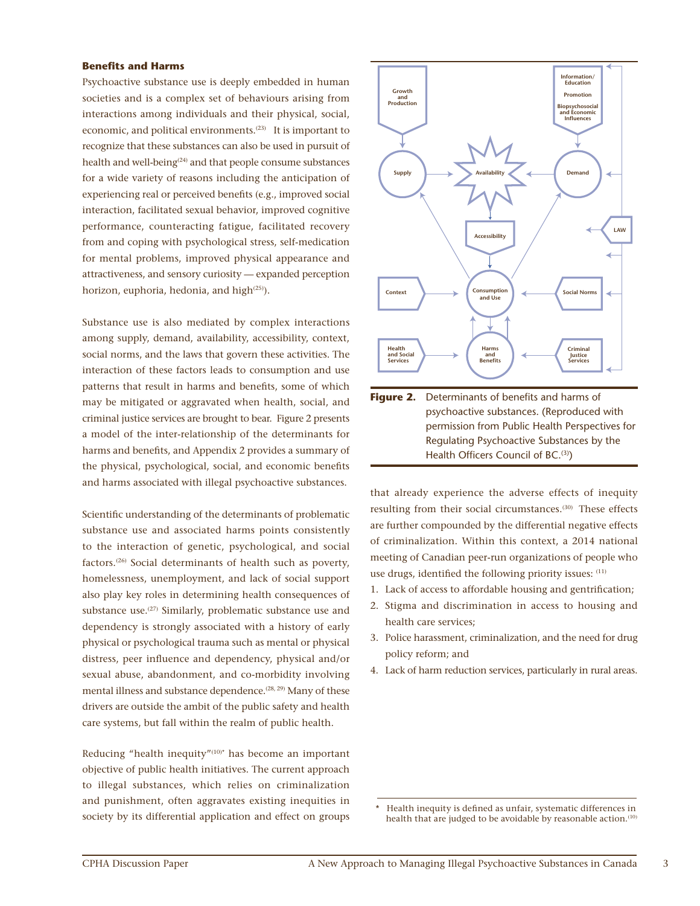### Benefits and Harms

Psychoactive substance use is deeply embedded in human societies and is a complex set of behaviours arising from interactions among individuals and their physical, social, economic, and political environments.[23] It is important to recognize that these substances can also be used in pursuit of health and well-being[24] and that people consume substances for a wide variety of reasons including the anticipation of experiencing real or perceived benefits (e.g., improved social interaction, facilitated sexual behavior, improved cognitive performance, counteracting fatigue, facilitated recovery from and coping with psychological stress, self-medication for mental problems, improved physical appearance and attractiveness, and sensory curiosity — expanded perception horizon, euphoria, hedonia, and high[25]).

Substance use is also mediated by complex interactions among supply, demand, availability, accessibility, context, social norms, and the laws that govern these activities. The interaction of these factors leads to consumption and use patterns that result in harms and benefits, some of which may be mitigated or aggravated when health, social, and criminal justice services are brought to bear. Figure 2 presents a model of the inter-relationship of the determinants for harms and benefits, and Appendix 2 provides a summary of the physical, psychological, social, and economic benefits and harms associated with illegal psychoactive substances.

Scientific understanding of the determinants of problematic substance use and associated harms points consistently to the interaction of genetic, psychological, and social factors.[26] Social determinants of health such as poverty, homelessness, unemployment, and lack of social support also play key roles in determining health consequences of substance use.[27] Similarly, problematic substance use and dependency is strongly associated with a history of early physical or psychological trauma such as mental or physical distress, peer influence and dependency, physical and/or sexual abuse, abandonment, and co-morbidity involving mental illness and substance dependence.[28, 29] Many of these drivers are outside the ambit of the public safety and health care systems, but fall within the realm of public health.

Reducing "health inequity"[10]* has become an important objective of public health initiatives. The current approach to illegal substances, which relies on criminalization and punishment, often aggravates existing inequities in society by its differential application and effect on groups that already experience the adverse effects of inequity resulting from their social circumstances.[30] These effects are further compounded by the differential negative effects of criminalization. Within this context, a 2014 national meeting of Canadian peer-run organizations of people who use drugs, identified the following priority issues: [11]

1. Lack of access to affordable housing and gentrification;
2. Stigma and discrimination in access to housing and health care services;
3. Police harassment, criminalization, and the need for drug policy reform; and
4. Lack of harm reduction services, particularly in rural areas.

**Figure 2.** Determinants of benefits and harms of psychoactive substances. (Reproduced with permission from Public Health Perspectives for Regulating Psychoactive Substances by the Health Officers Council of BC.[3])

\* Health inequity is defined as unfair, systematic differences in health that are judged to be avoidable by reasonable action.[10]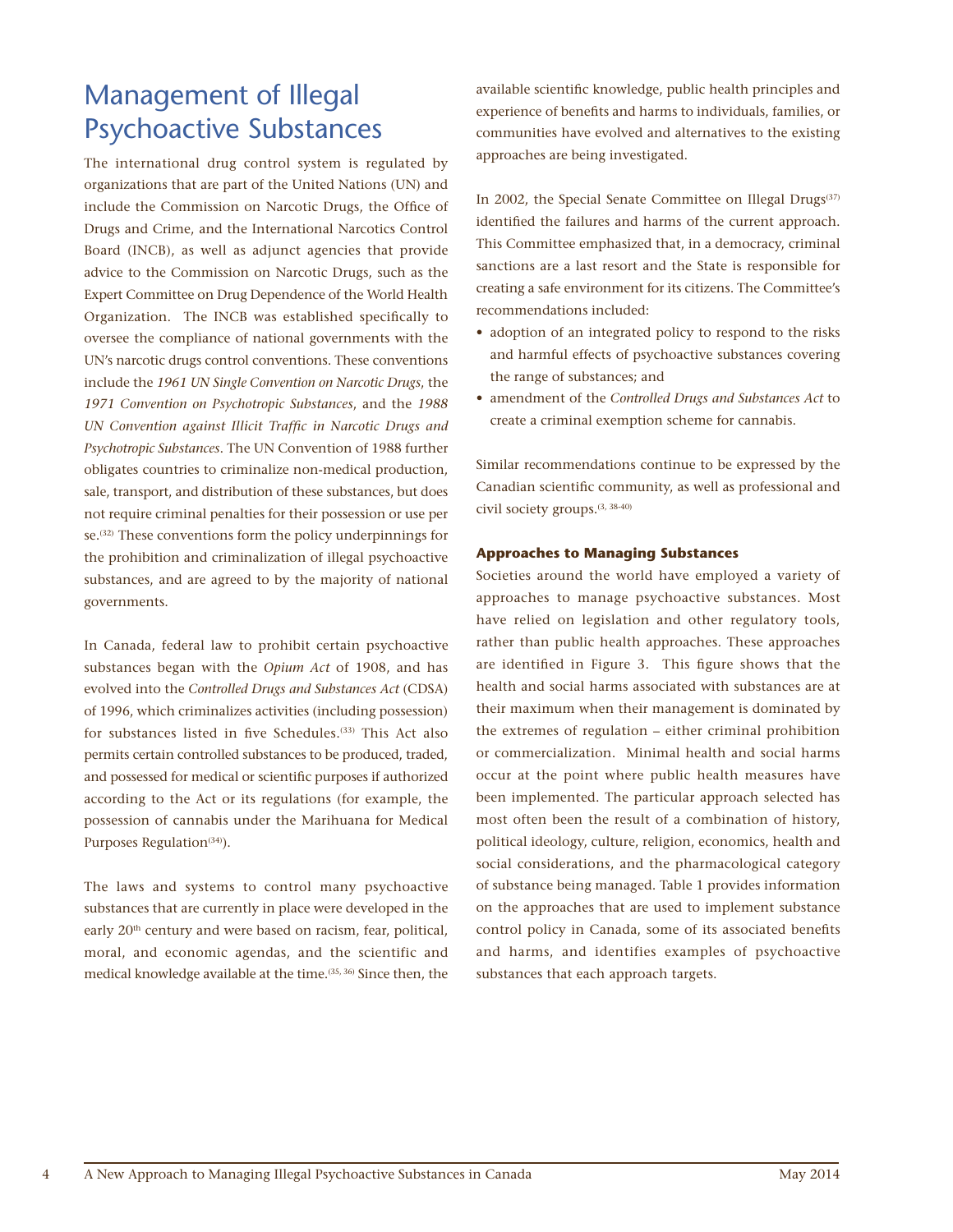# Management of Illegal Psychoactive Substances

The international drug control system is regulated by organizations that are part of the United Nations (UN) and include the Commission on Narcotic Drugs, the Office of Drugs and Crime, and the International Narcotics Control Board (INCB), as well as adjunct agencies that provide advice to the Commission on Narcotic Drugs, such as the Expert Committee on Drug Dependence of the World Health Organization. The INCB was established specifically to oversee the compliance of national governments with the UN's narcotic drugs control conventions. These conventions include the *1961 UN Single Convention on Narcotic Drugs*, the *1971 Convention on Psychotropic Substances*, and the *1988 UN Convention against Illicit Traffic in Narcotic Drugs and Psychotropic Substances*. The UN Convention of 1988 further obligates countries to criminalize non-medical production, sale, transport, and distribution of these substances, but does not require criminal penalties for their possession or use per se.[32] These conventions form the policy underpinnings for the prohibition and criminalization of illegal psychoactive substances, and are agreed to by the majority of national governments.

In Canada, federal law to prohibit certain psychoactive substances began with the *Opium Act* of 1908, and has evolved into the *Controlled Drugs and Substances Act* (CDSA) of 1996, which criminalizes activities (including possession) for substances listed in five Schedules.[33] This Act also permits certain controlled substances to be produced, traded, and possessed for medical or scientific purposes if authorized according to the Act or its regulations (for example, the possession of cannabis under the Marihuana for Medical Purposes Regulation[34]).

The laws and systems to control many psychoactive substances that are currently in place were developed in the early 20th century and were based on racism, fear, political, moral, and economic agendas, and the scientific and medical knowledge available at the time.[35, 36] Since then, the available scientific knowledge, public health principles and experience of benefits and harms to individuals, families, or communities have evolved and alternatives to the existing approaches are being investigated.

In 2002, the Special Senate Committee on Illegal Drugs[37] identified the failures and harms of the current approach. This Committee emphasized that, in a democracy, criminal sanctions are a last resort and the State is responsible for creating a safe environment for its citizens. The Committee's recommendations included:

- adoption of an integrated policy to respond to the risks and harmful effects of psychoactive substances covering the range of substances; and
- amendment of the *Controlled Drugs and Substances Act* to create a criminal exemption scheme for cannabis.

Similar recommendations continue to be expressed by the Canadian scientific community, as well as professional and civil society groups.[3, 38-40]

### Approaches to Managing Substances

Societies around the world have employed a variety of approaches to manage psychoactive substances. Most have relied on legislation and other regulatory tools, rather than public health approaches. These approaches are identified in Figure 3. This figure shows that the health and social harms associated with substances are at their maximum when their management is dominated by the extremes of regulation – either criminal prohibition or commercialization. Minimal health and social harms occur at the point where public health measures have been implemented. The particular approach selected has most often been the result of a combination of history, political ideology, culture, religion, economics, health and social considerations, and the pharmacological category of substance being managed. Table 1 provides information on the approaches that are used to implement substance control policy in Canada, some of its associated benefits and harms, and identifies examples of psychoactive substances that each approach targets.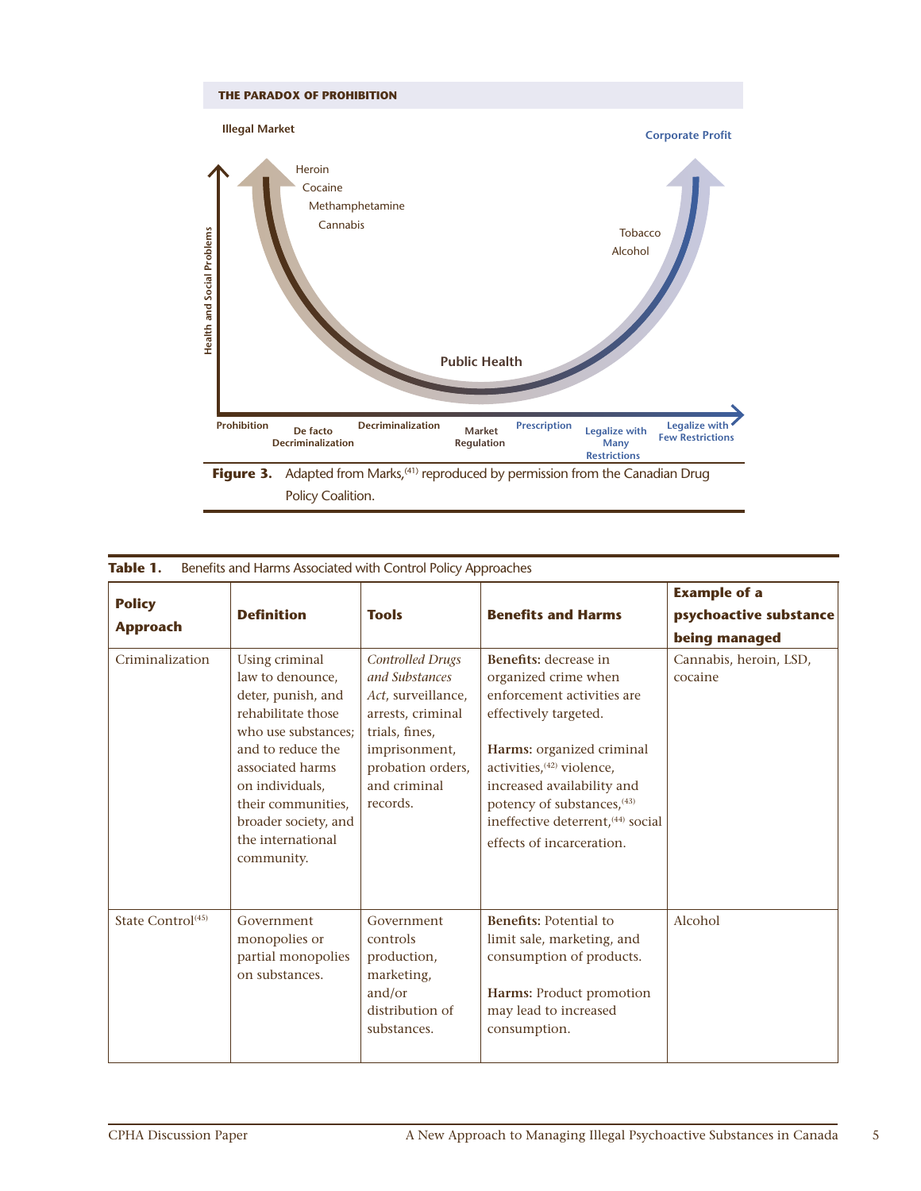THE PARADOX OF PROHIBITION

Illegal Market

Corporate Profit

Heroin
Cocaine
Methamphetamine
Cannabis

Tobacco
Alcohol

Health and Social Problems

Public Health

Prohibition | De facto Decriminalization | Decriminalization | Market Regulation | Prescription | Legalize with Many Restrictions | Legalize with Few Restrictions

**Figure 3.** Adapted from Marks,[41] reproduced by permission from the Canadian Drug Policy Coalition.

**Table 1.** Benefits and Harms Associated with Control Policy Approaches

| Policy Approach | Definition | Tools | Benefits and Harms | Example of a psychoactive substance being managed |
|---|---|---|---|---|
| Criminalization | Using criminal law to denounce, deter, punish, and rehabilitate those who use substances; and to reduce the associated harms on individuals, their communities, broader society, and the international community. | *Controlled Drugs and Substances Act*, surveillance, arrests, criminal trials, fines, imprisonment, probation orders, and criminal records. | **Benefits:** decrease in organized crime when enforcement activities are effectively targeted.<br><br>**Harms:** organized criminal activities,[42] violence, increased availability and potency of substances,[43] ineffective deterrent,[44] social effects of incarceration. | Cannabis, heroin, LSD, cocaine |
| State Control[45] | Government monopolies or partial monopolies on substances. | Government controls production, marketing, and/or distribution of substances. | **Benefits:** Potential to limit sale, marketing, and consumption of products.<br><br>**Harms:** Product promotion may lead to increased consumption. | Alcohol |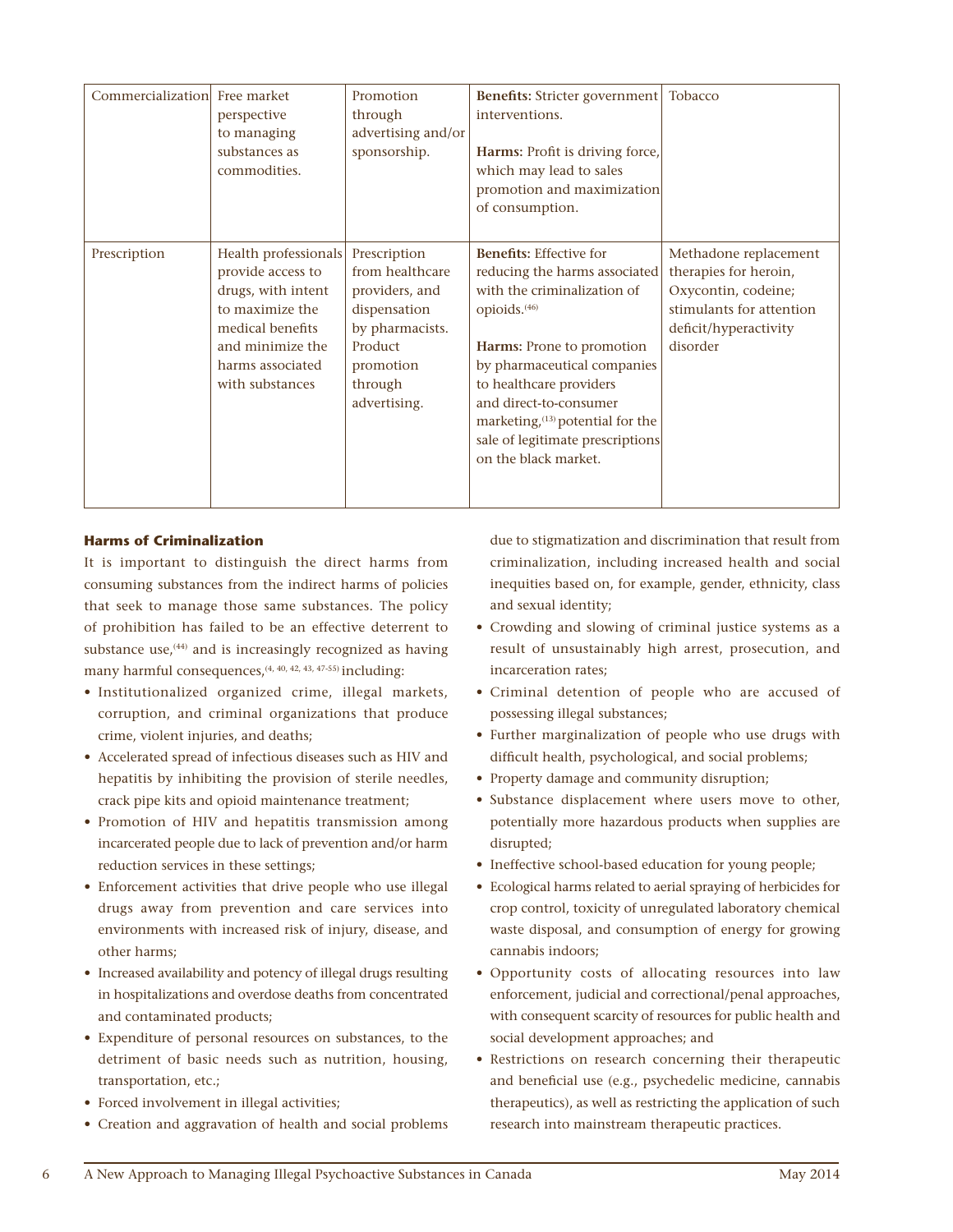| | | | | |
|---|---|---|---|---|
| Commercialization | Free market perspective to managing substances as commodities. | Promotion through advertising and/or sponsorship. | **Benefits:** Stricter government interventions.<br><br>**Harms:** Profit is driving force, which may lead to sales promotion and maximization of consumption. | Tobacco |
| Prescription | Health professionals provide access to drugs, with intent to maximize the medical benefits and minimize the harms associated with substances | Prescription from healthcare providers, and dispensation by pharmacists. Product promotion through advertising. | **Benefits:** Effective for reducing the harms associated with the criminalization of opioids.[46]<br><br>**Harms:** Prone to promotion by pharmaceutical companies to healthcare providers and direct-to-consumer marketing,[13] potential for the sale of legitimate prescriptions on the black market. | Methadone replacement therapies for heroin, Oxycontin, codeine; stimulants for attention deficit/hyperactivity disorder |

### Harms of Criminalization

It is important to distinguish the direct harms from consuming substances from the indirect harms of policies that seek to manage those same substances. The policy of prohibition has failed to be an effective deterrent to substance use,[44] and is increasingly recognized as having many harmful consequences,[4, 40, 42, 43, 47-55] including:

- Institutionalized organized crime, illegal markets, corruption, and criminal organizations that produce crime, violent injuries, and deaths;
- Accelerated spread of infectious diseases such as HIV and hepatitis by inhibiting the provision of sterile needles, crack pipe kits and opioid maintenance treatment;
- Promotion of HIV and hepatitis transmission among incarcerated people due to lack of prevention and/or harm reduction services in these settings;
- Enforcement activities that drive people who use illegal drugs away from prevention and care services into environments with increased risk of injury, disease, and other harms;
- Increased availability and potency of illegal drugs resulting in hospitalizations and overdose deaths from concentrated and contaminated products;
- Expenditure of personal resources on substances, to the detriment of basic needs such as nutrition, housing, transportation, etc.;
- Forced involvement in illegal activities;
- Creation and aggravation of health and social problems due to stigmatization and discrimination that result from criminalization, including increased health and social inequities based on, for example, gender, ethnicity, class and sexual identity;
- Crowding and slowing of criminal justice systems as a result of unsustainably high arrest, prosecution, and incarceration rates;
- Criminal detention of people who are accused of possessing illegal substances;
- Further marginalization of people who use drugs with difficult health, psychological, and social problems;
- Property damage and community disruption;
- Substance displacement where users move to other, potentially more hazardous products when supplies are disrupted;
- Ineffective school-based education for young people;
- Ecological harms related to aerial spraying of herbicides for crop control, toxicity of unregulated laboratory chemical waste disposal, and consumption of energy for growing cannabis indoors;
- Opportunity costs of allocating resources into law enforcement, judicial and correctional/penal approaches, with consequent scarcity of resources for public health and social development approaches; and
- Restrictions on research concerning their therapeutic and beneficial use (e.g., psychedelic medicine, cannabis therapeutics), as well as restricting the application of such research into mainstream therapeutic practices.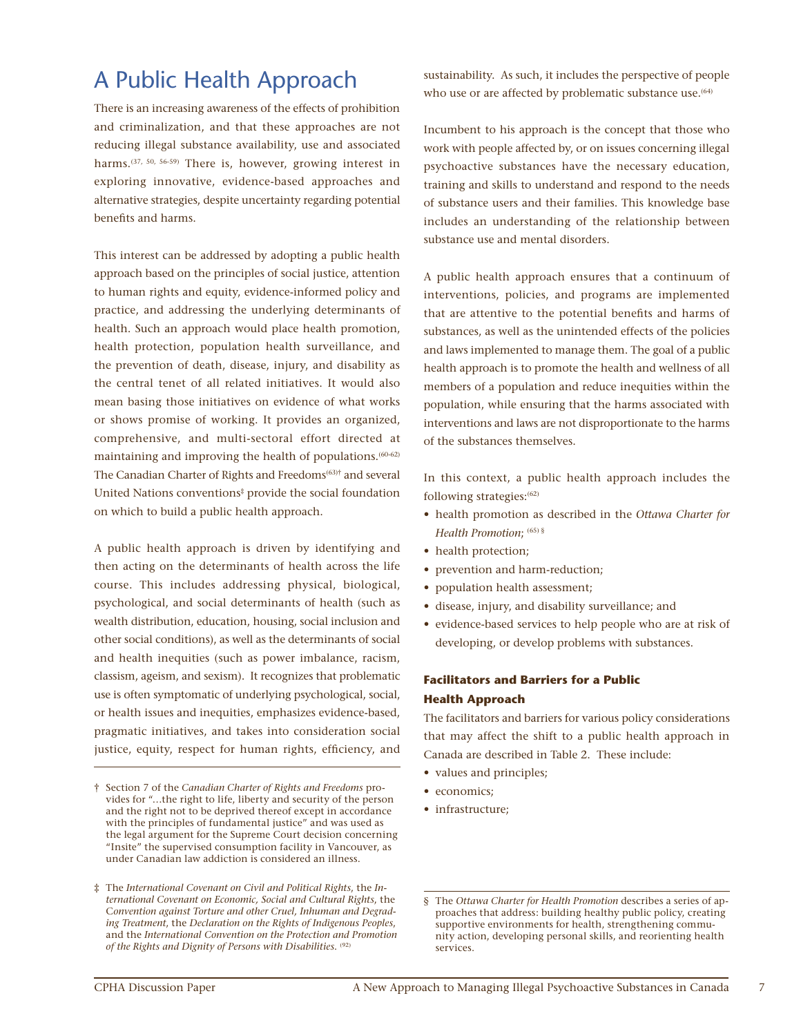# A Public Health Approach

There is an increasing awareness of the effects of prohibition and criminalization, and that these approaches are not reducing illegal substance availability, use and associated harms.[37, 50, 56-59] There is, however, growing interest in exploring innovative, evidence-based approaches and alternative strategies, despite uncertainty regarding potential benefits and harms.

This interest can be addressed by adopting a public health approach based on the principles of social justice, attention to human rights and equity, evidence-informed policy and practice, and addressing the underlying determinants of health. Such an approach would place health promotion, health protection, population health surveillance, and the prevention of death, disease, injury, and disability as the central tenet of all related initiatives. It would also mean basing those initiatives on evidence of what works or shows promise of working. It provides an organized, comprehensive, and multi-sectoral effort directed at maintaining and improving the health of populations.[60-62] The Canadian Charter of Rights and Freedoms[63]† and several United Nations conventions‡ provide the social foundation on which to build a public health approach.

A public health approach is driven by identifying and then acting on the determinants of health across the life course. This includes addressing physical, biological, psychological, and social determinants of health (such as wealth distribution, education, housing, social inclusion and other social conditions), as well as the determinants of social and health inequities (such as power imbalance, racism, classism, ageism, and sexism). It recognizes that problematic use is often symptomatic of underlying psychological, social, or health issues and inequities, emphasizes evidence-based, pragmatic initiatives, and takes into consideration social justice, equity, respect for human rights, efficiency, and sustainability. As such, it includes the perspective of people who use or are affected by problematic substance use.[64]

Incumbent to his approach is the concept that those who work with people affected by, or on issues concerning illegal psychoactive substances have the necessary education, training and skills to understand and respond to the needs of substance users and their families. This knowledge base includes an understanding of the relationship between substance use and mental disorders.

A public health approach ensures that a continuum of interventions, policies, and programs are implemented that are attentive to the potential benefits and harms of substances, as well as the unintended effects of the policies and laws implemented to manage them. The goal of a public health approach is to promote the health and wellness of all members of a population and reduce inequities within the population, while ensuring that the harms associated with interventions and laws are not disproportionate to the harms of the substances themselves.

In this context, a public health approach includes the following strategies:[62]

- health promotion as described in the *Ottawa Charter for Health Promotion*; [65] §
- health protection;
- prevention and harm-reduction;
- population health assessment;
- disease, injury, and disability surveillance; and
- evidence-based services to help people who are at risk of developing, or develop problems with substances.

### Facilitators and Barriers for a Public Health Approach

The facilitators and barriers for various policy considerations that may affect the shift to a public health approach in Canada are described in Table 2. These include:

- values and principles;
- economics;
- infrastructure;

---

† Section 7 of the *Canadian Charter of Rights and Freedoms* provides for "…the right to life, liberty and security of the person and the right not to be deprived thereof except in accordance with the principles of fundamental justice" and was used as the legal argument for the Supreme Court decision concerning "Insite" the supervised consumption facility in Vancouver, as under Canadian law addiction is considered an illness.

‡ The *International Covenant on Civil and Political Rights*, the *International Covenant on Economic, Social and Cultural Rights*, the *Convention against Torture and other Cruel, Inhuman and Degrading Treatment*, the *Declaration on the Rights of Indigenous Peoples*, and the *International Convention on the Protection and Promotion of the Rights and Dignity of Persons with Disabilities.* [92]

§ The *Ottawa Charter for Health Promotion* describes a series of approaches that address: building healthy public policy, creating supportive environments for health, strengthening community action, developing personal skills, and reorienting health services.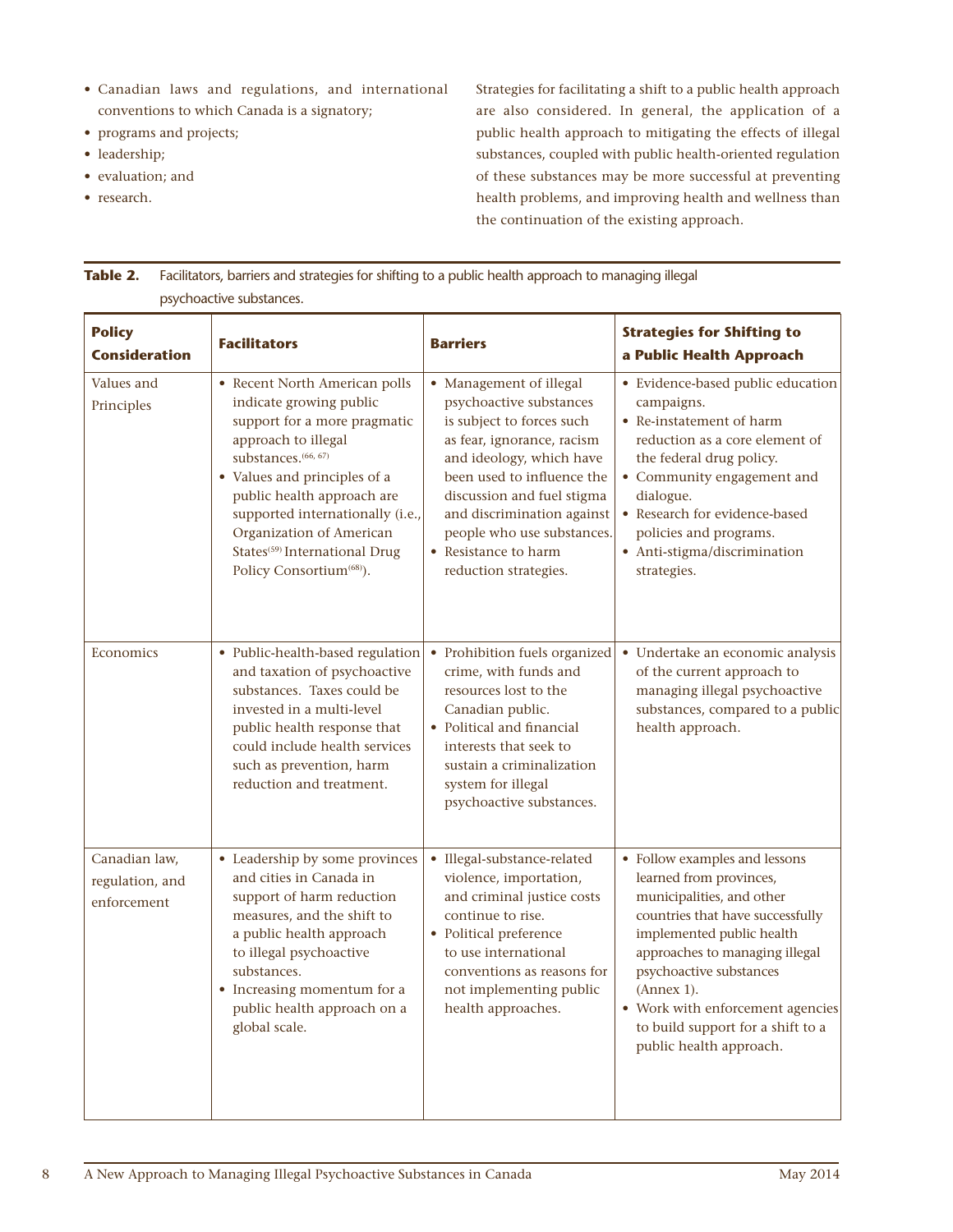- Canadian laws and regulations, and international conventions to which Canada is a signatory;
- programs and projects;
- leadership;
- evaluation; and
- research.

Strategies for facilitating a shift to a public health approach are also considered. In general, the application of a public health approach to mitigating the effects of illegal substances, coupled with public health-oriented regulation of these substances may be more successful at preventing health problems, and improving health and wellness than the continuation of the existing approach.

**Table 2.** Facilitators, barriers and strategies for shifting to a public health approach to managing illegal psychoactive substances.

| Policy Consideration | Facilitators | Barriers | Strategies for Shifting to a Public Health Approach |
| --- | --- | --- | --- |
| Values and Principles | • Recent North American polls indicate growing public support for a more pragmatic approach to illegal substances.[66, 67]<br>• Values and principles of a public health approach are supported internationally (i.e., Organization of American States[59] International Drug Policy Consortium[68]). | • Management of illegal psychoactive substances is subject to forces such as fear, ignorance, racism and ideology, which have been used to influence the discussion and fuel stigma and discrimination against people who use substances.<br>• Resistance to harm reduction strategies. | • Evidence-based public education campaigns.<br>• Re-instatement of harm reduction as a core element of the federal drug policy.<br>• Community engagement and dialogue.<br>• Research for evidence-based policies and programs.<br>• Anti-stigma/discrimination strategies. |
| Economics | • Public-health-based regulation and taxation of psychoactive substances. Taxes could be invested in a multi-level public health response that could include health services such as prevention, harm reduction and treatment. | • Prohibition fuels organized crime, with funds and resources lost to the Canadian public.<br>• Political and financial interests that seek to sustain a criminalization system for illegal psychoactive substances. | • Undertake an economic analysis of the current approach to managing illegal psychoactive substances, compared to a public health approach. |
| Canadian law, regulation, and enforcement | • Leadership by some provinces and cities in Canada in support of harm reduction measures, and the shift to a public health approach to illegal psychoactive substances.<br>• Increasing momentum for a public health approach on a global scale. | • Illegal-substance-related violence, importation, and criminal justice costs continue to rise.<br>• Political preference to use international conventions as reasons for not implementing public health approaches. | • Follow examples and lessons learned from provinces, municipalities, and other countries that have successfully implemented public health approaches to managing illegal psychoactive substances (Annex 1).<br>• Work with enforcement agencies to build support for a shift to a public health approach. |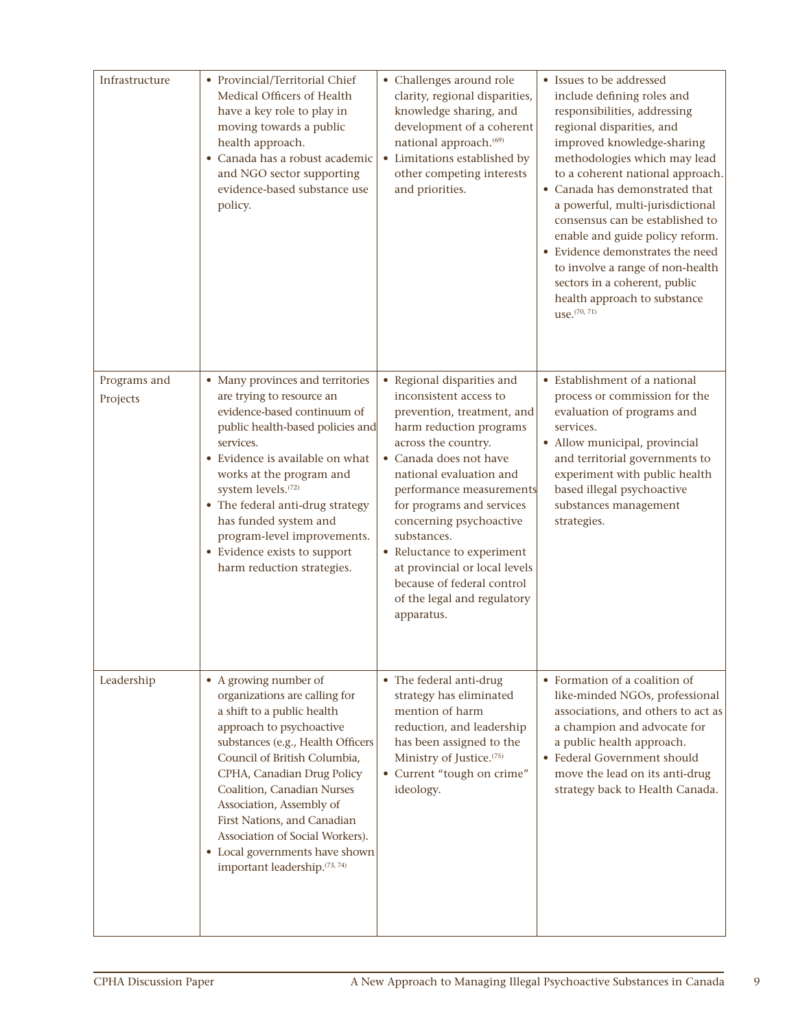| | | | |
|---|---|---|---|
| Infrastructure | • Provincial/Territorial Chief Medical Officers of Health have a key role to play in moving towards a public health approach.<br>• Canada has a robust academic and NGO sector supporting evidence-based substance use policy. | • Challenges around role clarity, regional disparities, knowledge sharing, and development of a coherent national approach.[69]<br>• Limitations established by other competing interests and priorities. | • Issues to be addressed include defining roles and responsibilities, addressing regional disparities, and improved knowledge-sharing methodologies which may lead to a coherent national approach.<br>• Canada has demonstrated that a powerful, multi-jurisdictional consensus can be established to enable and guide policy reform.<br>• Evidence demonstrates the need to involve a range of non-health sectors in a coherent, public health approach to substance use.[70, 71] |
| Programs and Projects | • Many provinces and territories are trying to resource an evidence-based continuum of public health-based policies and services.<br>• Evidence is available on what works at the program and system levels.[72]<br>• The federal anti-drug strategy has funded system and program-level improvements.<br>• Evidence exists to support harm reduction strategies. | • Regional disparities and inconsistent access to prevention, treatment, and harm reduction programs across the country.<br>• Canada does not have national evaluation and performance measurements for programs and services concerning psychoactive substances.<br>• Reluctance to experiment at provincial or local levels because of federal control of the legal and regulatory apparatus. | • Establishment of a national process or commission for the evaluation of programs and services.<br>• Allow municipal, provincial and territorial governments to experiment with public health based illegal psychoactive substances management strategies. |
| Leadership | • A growing number of organizations are calling for a shift to a public health approach to psychoactive substances (e.g., Health Officers Council of British Columbia, CPHA, Canadian Drug Policy Coalition, Canadian Nurses Association, Assembly of First Nations, and Canadian Association of Social Workers).<br>• Local governments have shown important leadership.[73, 74] | • The federal anti-drug strategy has eliminated mention of harm reduction, and leadership has been assigned to the Ministry of Justice.[75]<br>• Current "tough on crime" ideology. | • Formation of a coalition of like-minded NGOs, professional associations, and others to act as a champion and advocate for a public health approach.<br>• Federal Government should move the lead on its anti-drug strategy back to Health Canada. |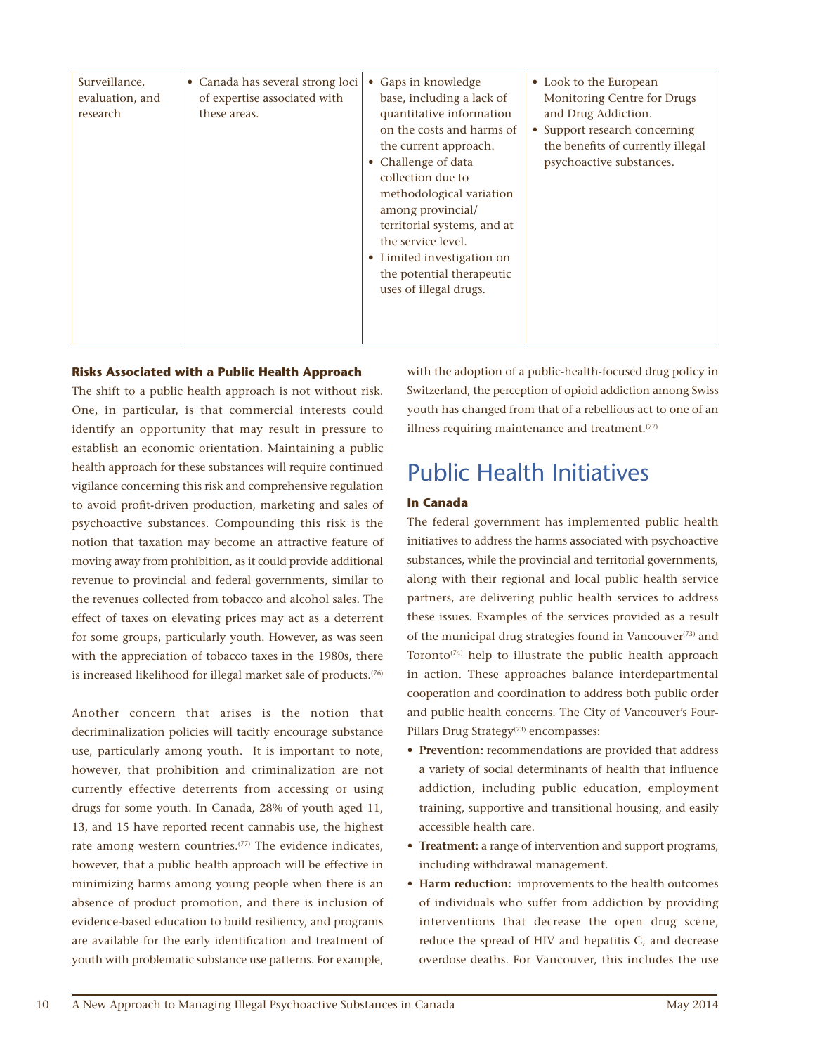| Surveillance, evaluation, and research | • Canada has several strong loci of expertise associated with these areas. | • Gaps in knowledge base, including a lack of quantitative information on the costs and harms of the current approach.<br>• Challenge of data collection due to methodological variation among provincial/ territorial systems, and at the service level.<br>• Limited investigation on the potential therapeutic uses of illegal drugs. | • Look to the European Monitoring Centre for Drugs and Drug Addiction.<br>• Support research concerning the benefits of currently illegal psychoactive substances. |
|---|---|---|---|

**Risks Associated with a Public Health Approach**

The shift to a public health approach is not without risk. One, in particular, is that commercial interests could identify an opportunity that may result in pressure to establish an economic orientation. Maintaining a public health approach for these substances will require continued vigilance concerning this risk and comprehensive regulation to avoid profit-driven production, marketing and sales of psychoactive substances. Compounding this risk is the notion that taxation may become an attractive feature of moving away from prohibition, as it could provide additional revenue to provincial and federal governments, similar to the revenues collected from tobacco and alcohol sales. The effect of taxes on elevating prices may act as a deterrent for some groups, particularly youth. However, as was seen with the appreciation of tobacco taxes in the 1980s, there is increased likelihood for illegal market sale of products.[76]

Another concern that arises is the notion that decriminalization policies will tacitly encourage substance use, particularly among youth. It is important to note, however, that prohibition and criminalization are not currently effective deterrents from accessing or using drugs for some youth. In Canada, 28% of youth aged 11, 13, and 15 have reported recent cannabis use, the highest rate among western countries.[77] The evidence indicates, however, that a public health approach will be effective in minimizing harms among young people when there is an absence of product promotion, and there is inclusion of evidence-based education to build resiliency, and programs are available for the early identification and treatment of youth with problematic substance use patterns. For example, with the adoption of a public-health-focused drug policy in Switzerland, the perception of opioid addiction among Swiss youth has changed from that of a rebellious act to one of an illness requiring maintenance and treatment.[77]

# Public Health Initiatives

**In Canada**

The federal government has implemented public health initiatives to address the harms associated with psychoactive substances, while the provincial and territorial governments, along with their regional and local public health service partners, are delivering public health services to address these issues. Examples of the services provided as a result of the municipal drug strategies found in Vancouver[73] and Toronto[74] help to illustrate the public health approach in action. These approaches balance interdepartmental cooperation and coordination to address both public order and public health concerns. The City of Vancouver's Four-Pillars Drug Strategy[73] encompasses:

- **Prevention:** recommendations are provided that address a variety of social determinants of health that influence addiction, including public education, employment training, supportive and transitional housing, and easily accessible health care.
- **Treatment:** a range of intervention and support programs, including withdrawal management.
- **Harm reduction:** improvements to the health outcomes of individuals who suffer from addiction by providing interventions that decrease the open drug scene, reduce the spread of HIV and hepatitis C, and decrease overdose deaths. For Vancouver, this includes the use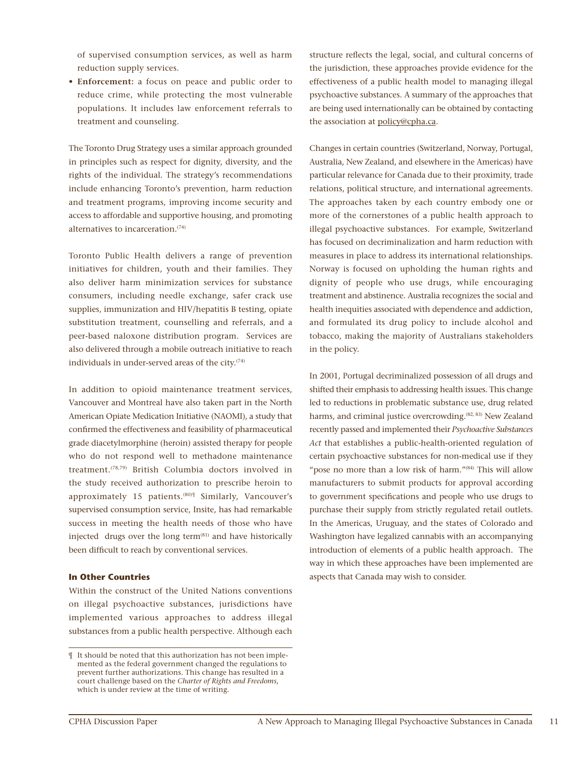of supervised consumption services, as well as harm reduction supply services.

- **Enforcement:** a focus on peace and public order to reduce crime, while protecting the most vulnerable populations. It includes law enforcement referrals to treatment and counseling.

The Toronto Drug Strategy uses a similar approach grounded in principles such as respect for dignity, diversity, and the rights of the individual. The strategy's recommendations include enhancing Toronto's prevention, harm reduction and treatment programs, improving income security and access to affordable and supportive housing, and promoting alternatives to incarceration.[74]

Toronto Public Health delivers a range of prevention initiatives for children, youth and their families. They also deliver harm minimization services for substance consumers, including needle exchange, safer crack use supplies, immunization and HIV/hepatitis B testing, opiate substitution treatment, counselling and referrals, and a peer-based naloxone distribution program. Services are also delivered through a mobile outreach initiative to reach individuals in under-served areas of the city.[74]

In addition to opioid maintenance treatment services, Vancouver and Montreal have also taken part in the North American Opiate Medication Initiative (NAOMI), a study that confirmed the effectiveness and feasibility of pharmaceutical grade diacetylmorphine (heroin) assisted therapy for people who do not respond well to methadone maintenance treatment.[78,79] British Columbia doctors involved in the study received authorization to prescribe heroin to approximately 15 patients.[80]¶ Similarly, Vancouver's supervised consumption service, Insite, has had remarkable success in meeting the health needs of those who have injected drugs over the long term[81] and have historically been difficult to reach by conventional services.

### In Other Countries

Within the construct of the United Nations conventions on illegal psychoactive substances, jurisdictions have implemented various approaches to address illegal substances from a public health perspective. Although each structure reflects the legal, social, and cultural concerns of the jurisdiction, these approaches provide evidence for the effectiveness of a public health model to managing illegal psychoactive substances. A summary of the approaches that are being used internationally can be obtained by contacting the association at policy@cpha.ca.

Changes in certain countries (Switzerland, Norway, Portugal, Australia, New Zealand, and elsewhere in the Americas) have particular relevance for Canada due to their proximity, trade relations, political structure, and international agreements. The approaches taken by each country embody one or more of the cornerstones of a public health approach to illegal psychoactive substances. For example, Switzerland has focused on decriminalization and harm reduction with measures in place to address its international relationships. Norway is focused on upholding the human rights and dignity of people who use drugs, while encouraging treatment and abstinence. Australia recognizes the social and health inequities associated with dependence and addiction, and formulated its drug policy to include alcohol and tobacco, making the majority of Australians stakeholders in the policy.

In 2001, Portugal decriminalized possession of all drugs and shifted their emphasis to addressing health issues. This change led to reductions in problematic substance use, drug related harms, and criminal justice overcrowding.[82, 83] New Zealand recently passed and implemented their *Psychoactive Substances Act* that establishes a public-health-oriented regulation of certain psychoactive substances for non-medical use if they "pose no more than a low risk of harm."[84] This will allow manufacturers to submit products for approval according to government specifications and people who use drugs to purchase their supply from strictly regulated retail outlets. In the Americas, Uruguay, and the states of Colorado and Washington have legalized cannabis with an accompanying introduction of elements of a public health approach. The way in which these approaches have been implemented are aspects that Canada may wish to consider.

¶ It should be noted that this authorization has not been implemented as the federal government changed the regulations to prevent further authorizations. This change has resulted in a court challenge based on the *Charter of Rights and Freedoms*, which is under review at the time of writing.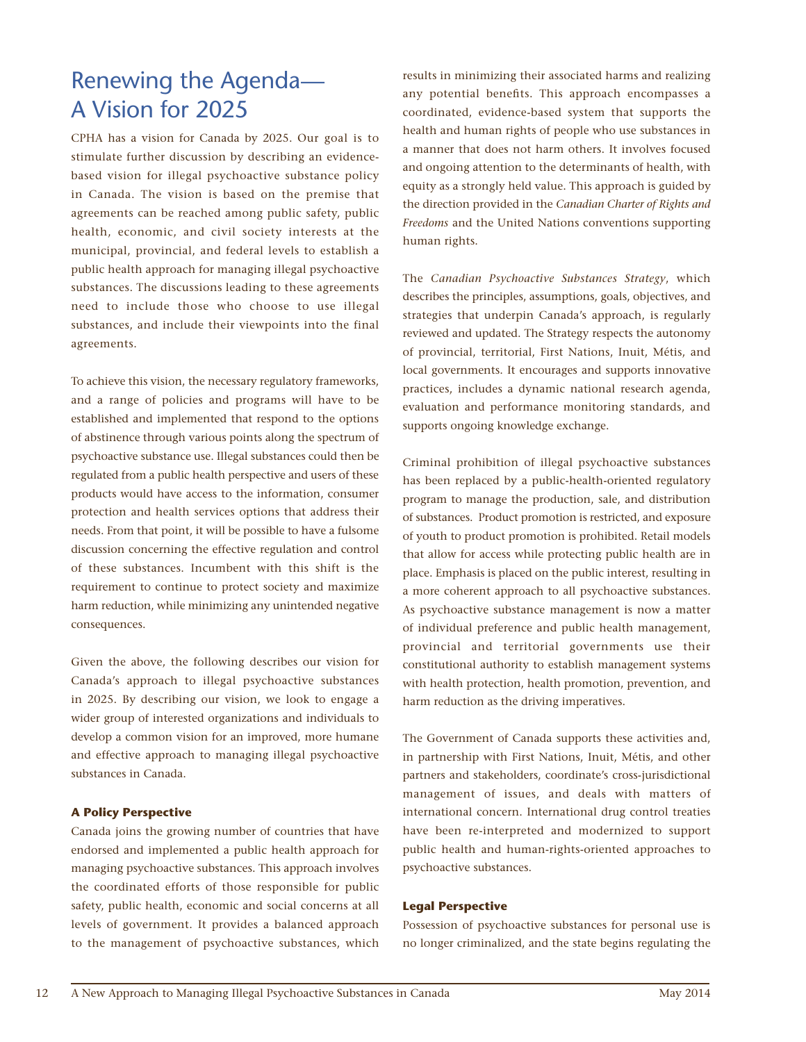# Renewing the Agenda— A Vision for 2025

CPHA has a vision for Canada by 2025. Our goal is to stimulate further discussion by describing an evidence-based vision for illegal psychoactive substance policy in Canada. The vision is based on the premise that agreements can be reached among public safety, public health, economic, and civil society interests at the municipal, provincial, and federal levels to establish a public health approach for managing illegal psychoactive substances. The discussions leading to these agreements need to include those who choose to use illegal substances, and include their viewpoints into the final agreements.

To achieve this vision, the necessary regulatory frameworks, and a range of policies and programs will have to be established and implemented that respond to the options of abstinence through various points along the spectrum of psychoactive substance use. Illegal substances could then be regulated from a public health perspective and users of these products would have access to the information, consumer protection and health services options that address their needs. From that point, it will be possible to have a fulsome discussion concerning the effective regulation and control of these substances. Incumbent with this shift is the requirement to continue to protect society and maximize harm reduction, while minimizing any unintended negative consequences.

Given the above, the following describes our vision for Canada's approach to illegal psychoactive substances in 2025. By describing our vision, we look to engage a wider group of interested organizations and individuals to develop a common vision for an improved, more humane and effective approach to managing illegal psychoactive substances in Canada.

### A Policy Perspective

Canada joins the growing number of countries that have endorsed and implemented a public health approach for managing psychoactive substances. This approach involves the coordinated efforts of those responsible for public safety, public health, economic and social concerns at all levels of government. It provides a balanced approach to the management of psychoactive substances, which results in minimizing their associated harms and realizing any potential benefits. This approach encompasses a coordinated, evidence-based system that supports the health and human rights of people who use substances in a manner that does not harm others. It involves focused and ongoing attention to the determinants of health, with equity as a strongly held value. This approach is guided by the direction provided in the *Canadian Charter of Rights and Freedoms* and the United Nations conventions supporting human rights.

The *Canadian Psychoactive Substances Strategy*, which describes the principles, assumptions, goals, objectives, and strategies that underpin Canada's approach, is regularly reviewed and updated. The Strategy respects the autonomy of provincial, territorial, First Nations, Inuit, Métis, and local governments. It encourages and supports innovative practices, includes a dynamic national research agenda, evaluation and performance monitoring standards, and supports ongoing knowledge exchange.

Criminal prohibition of illegal psychoactive substances has been replaced by a public-health-oriented regulatory program to manage the production, sale, and distribution of substances. Product promotion is restricted, and exposure of youth to product promotion is prohibited. Retail models that allow for access while protecting public health are in place. Emphasis is placed on the public interest, resulting in a more coherent approach to all psychoactive substances. As psychoactive substance management is now a matter of individual preference and public health management, provincial and territorial governments use their constitutional authority to establish management systems with health protection, health promotion, prevention, and harm reduction as the driving imperatives.

The Government of Canada supports these activities and, in partnership with First Nations, Inuit, Métis, and other partners and stakeholders, coordinate's cross-jurisdictional management of issues, and deals with matters of international concern. International drug control treaties have been re-interpreted and modernized to support public health and human-rights-oriented approaches to psychoactive substances.

### Legal Perspective

Possession of psychoactive substances for personal use is no longer criminalized, and the state begins regulating the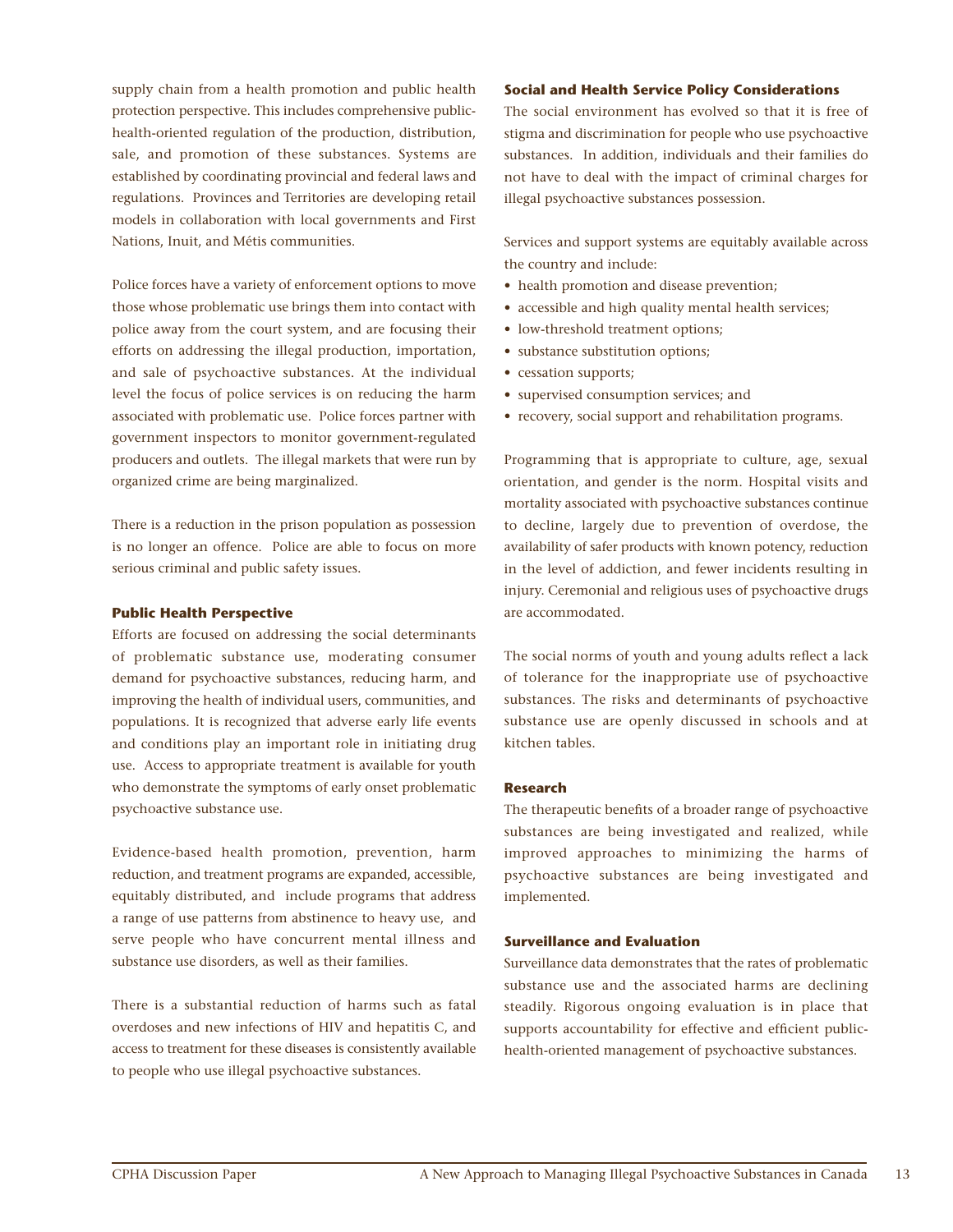supply chain from a health promotion and public health protection perspective. This includes comprehensive public-health-oriented regulation of the production, distribution, sale, and promotion of these substances. Systems are established by coordinating provincial and federal laws and regulations. Provinces and Territories are developing retail models in collaboration with local governments and First Nations, Inuit, and Métis communities.

Police forces have a variety of enforcement options to move those whose problematic use brings them into contact with police away from the court system, and are focusing their efforts on addressing the illegal production, importation, and sale of psychoactive substances. At the individual level the focus of police services is on reducing the harm associated with problematic use. Police forces partner with government inspectors to monitor government-regulated producers and outlets. The illegal markets that were run by organized crime are being marginalized.

There is a reduction in the prison population as possession is no longer an offence. Police are able to focus on more serious criminal and public safety issues.

#### Public Health Perspective

Efforts are focused on addressing the social determinants of problematic substance use, moderating consumer demand for psychoactive substances, reducing harm, and improving the health of individual users, communities, and populations. It is recognized that adverse early life events and conditions play an important role in initiating drug use. Access to appropriate treatment is available for youth who demonstrate the symptoms of early onset problematic psychoactive substance use.

Evidence-based health promotion, prevention, harm reduction, and treatment programs are expanded, accessible, equitably distributed, and include programs that address a range of use patterns from abstinence to heavy use, and serve people who have concurrent mental illness and substance use disorders, as well as their families.

There is a substantial reduction of harms such as fatal overdoses and new infections of HIV and hepatitis C, and access to treatment for these diseases is consistently available to people who use illegal psychoactive substances.

#### Social and Health Service Policy Considerations

The social environment has evolved so that it is free of stigma and discrimination for people who use psychoactive substances. In addition, individuals and their families do not have to deal with the impact of criminal charges for illegal psychoactive substances possession.

Services and support systems are equitably available across the country and include:

- health promotion and disease prevention;
- accessible and high quality mental health services;
- low-threshold treatment options;
- substance substitution options;
- cessation supports;
- supervised consumption services; and
- recovery, social support and rehabilitation programs.

Programming that is appropriate to culture, age, sexual orientation, and gender is the norm. Hospital visits and mortality associated with psychoactive substances continue to decline, largely due to prevention of overdose, the availability of safer products with known potency, reduction in the level of addiction, and fewer incidents resulting in injury. Ceremonial and religious uses of psychoactive drugs are accommodated.

The social norms of youth and young adults reflect a lack of tolerance for the inappropriate use of psychoactive substances. The risks and determinants of psychoactive substance use are openly discussed in schools and at kitchen tables.

#### Research

The therapeutic benefits of a broader range of psychoactive substances are being investigated and realized, while improved approaches to minimizing the harms of psychoactive substances are being investigated and implemented.

#### Surveillance and Evaluation

Surveillance data demonstrates that the rates of problematic substance use and the associated harms are declining steadily. Rigorous ongoing evaluation is in place that supports accountability for effective and efficient public-health-oriented management of psychoactive substances.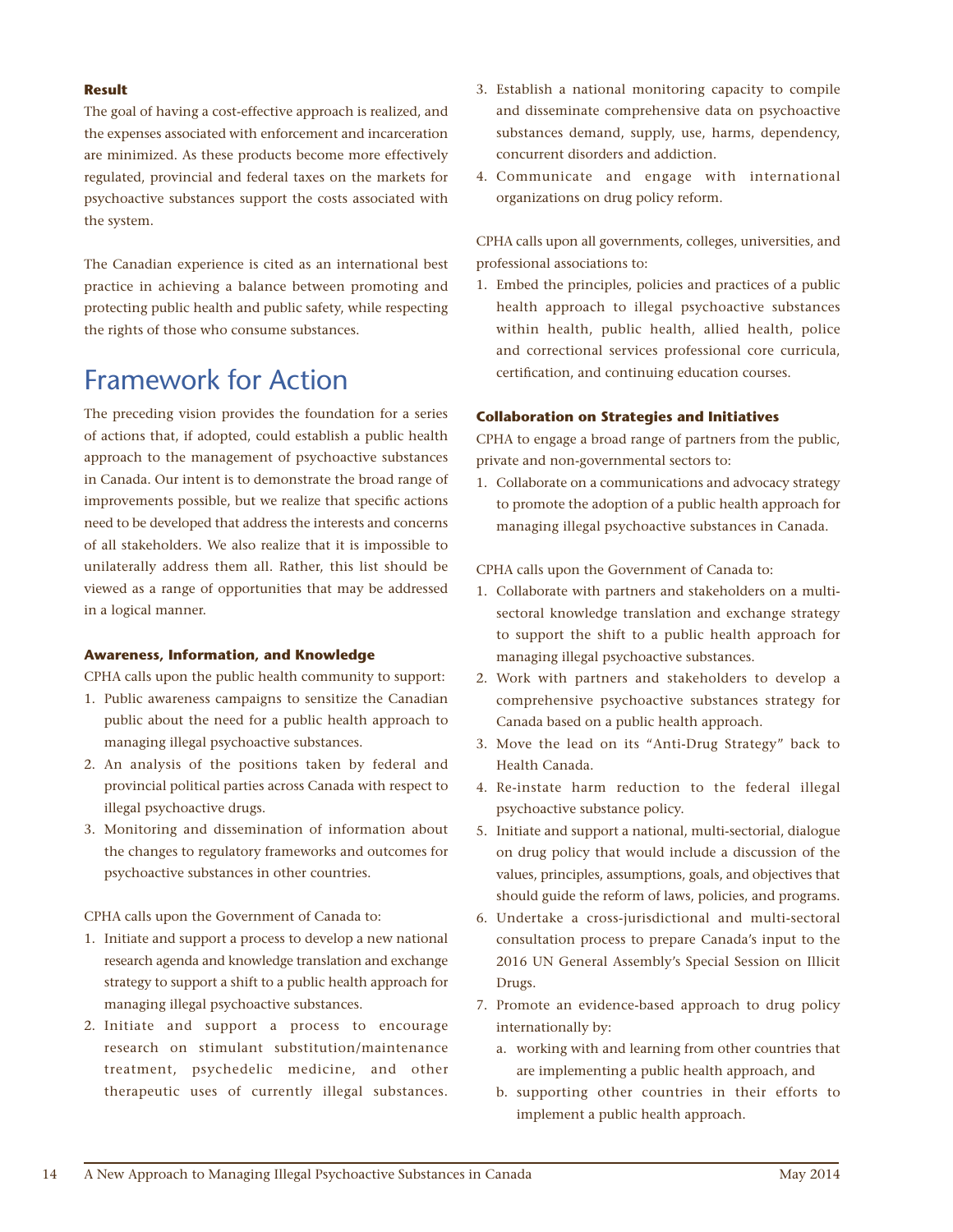**Result**

The goal of having a cost-effective approach is realized, and the expenses associated with enforcement and incarceration are minimized. As these products become more effectively regulated, provincial and federal taxes on the markets for psychoactive substances support the costs associated with the system.

The Canadian experience is cited as an international best practice in achieving a balance between promoting and protecting public health and public safety, while respecting the rights of those who consume substances.

# Framework for Action

The preceding vision provides the foundation for a series of actions that, if adopted, could establish a public health approach to the management of psychoactive substances in Canada. Our intent is to demonstrate the broad range of improvements possible, but we realize that specific actions need to be developed that address the interests and concerns of all stakeholders. We also realize that it is impossible to unilaterally address them all. Rather, this list should be viewed as a range of opportunities that may be addressed in a logical manner.

**Awareness, Information, and Knowledge**

CPHA calls upon the public health community to support:

1. Public awareness campaigns to sensitize the Canadian public about the need for a public health approach to managing illegal psychoactive substances.
2. An analysis of the positions taken by federal and provincial political parties across Canada with respect to illegal psychoactive drugs.
3. Monitoring and dissemination of information about the changes to regulatory frameworks and outcomes for psychoactive substances in other countries.

CPHA calls upon the Government of Canada to:

1. Initiate and support a process to develop a new national research agenda and knowledge translation and exchange strategy to support a shift to a public health approach for managing illegal psychoactive substances.
2. Initiate and support a process to encourage research on stimulant substitution/maintenance treatment, psychedelic medicine, and other therapeutic uses of currently illegal substances.
3. Establish a national monitoring capacity to compile and disseminate comprehensive data on psychoactive substances demand, supply, use, harms, dependency, concurrent disorders and addiction.
4. Communicate and engage with international organizations on drug policy reform.

CPHA calls upon all governments, colleges, universities, and professional associations to:

1. Embed the principles, policies and practices of a public health approach to illegal psychoactive substances within health, public health, allied health, police and correctional services professional core curricula, certification, and continuing education courses.

**Collaboration on Strategies and Initiatives**

CPHA to engage a broad range of partners from the public, private and non-governmental sectors to:

1. Collaborate on a communications and advocacy strategy to promote the adoption of a public health approach for managing illegal psychoactive substances in Canada.

CPHA calls upon the Government of Canada to:

1. Collaborate with partners and stakeholders on a multi-sectoral knowledge translation and exchange strategy to support the shift to a public health approach for managing illegal psychoactive substances.
2. Work with partners and stakeholders to develop a comprehensive psychoactive substances strategy for Canada based on a public health approach.
3. Move the lead on its "Anti-Drug Strategy" back to Health Canada.
4. Re-instate harm reduction to the federal illegal psychoactive substance policy.
5. Initiate and support a national, multi-sectorial, dialogue on drug policy that would include a discussion of the values, principles, assumptions, goals, and objectives that should guide the reform of laws, policies, and programs.
6. Undertake a cross-jurisdictional and multi-sectoral consultation process to prepare Canada's input to the 2016 UN General Assembly's Special Session on Illicit Drugs.
7. Promote an evidence-based approach to drug policy internationally by:
   a. working with and learning from other countries that are implementing a public health approach, and
   b. supporting other countries in their efforts to implement a public health approach.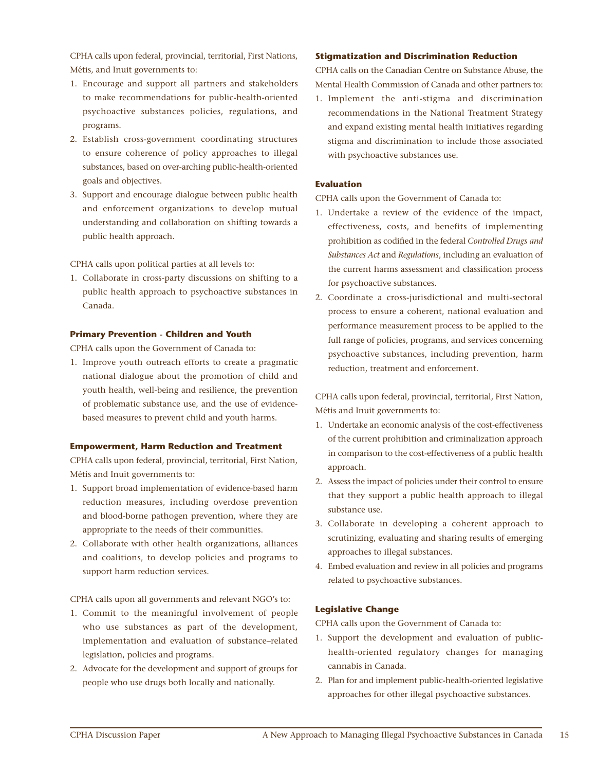CPHA calls upon federal, provincial, territorial, First Nations, Métis, and Inuit governments to:

1. Encourage and support all partners and stakeholders to make recommendations for public-health-oriented psychoactive substances policies, regulations, and programs.
2. Establish cross-government coordinating structures to ensure coherence of policy approaches to illegal substances, based on over-arching public-health-oriented goals and objectives.
3. Support and encourage dialogue between public health and enforcement organizations to develop mutual understanding and collaboration on shifting towards a public health approach.

CPHA calls upon political parties at all levels to:

1. Collaborate in cross-party discussions on shifting to a public health approach to psychoactive substances in Canada.

### Primary Prevention - Children and Youth

CPHA calls upon the Government of Canada to:

1. Improve youth outreach efforts to create a pragmatic national dialogue about the promotion of child and youth health, well-being and resilience, the prevention of problematic substance use, and the use of evidence-based measures to prevent child and youth harms.

### Empowerment, Harm Reduction and Treatment

CPHA calls upon federal, provincial, territorial, First Nation, Métis and Inuit governments to:

1. Support broad implementation of evidence-based harm reduction measures, including overdose prevention and blood-borne pathogen prevention, where they are appropriate to the needs of their communities.
2. Collaborate with other health organizations, alliances and coalitions, to develop policies and programs to support harm reduction services.

CPHA calls upon all governments and relevant NGO's to:

1. Commit to the meaningful involvement of people who use substances as part of the development, implementation and evaluation of substance–related legislation, policies and programs.
2. Advocate for the development and support of groups for people who use drugs both locally and nationally.

### Stigmatization and Discrimination Reduction

CPHA calls on the Canadian Centre on Substance Abuse, the Mental Health Commission of Canada and other partners to:

1. Implement the anti-stigma and discrimination recommendations in the National Treatment Strategy and expand existing mental health initiatives regarding stigma and discrimination to include those associated with psychoactive substances use.

### Evaluation

CPHA calls upon the Government of Canada to:

1. Undertake a review of the evidence of the impact, effectiveness, costs, and benefits of implementing prohibition as codified in the federal *Controlled Drugs and Substances Act* and *Regulations*, including an evaluation of the current harms assessment and classification process for psychoactive substances.
2. Coordinate a cross-jurisdictional and multi-sectoral process to ensure a coherent, national evaluation and performance measurement process to be applied to the full range of policies, programs, and services concerning psychoactive substances, including prevention, harm reduction, treatment and enforcement.

CPHA calls upon federal, provincial, territorial, First Nation, Métis and Inuit governments to:

1. Undertake an economic analysis of the cost-effectiveness of the current prohibition and criminalization approach in comparison to the cost-effectiveness of a public health approach.
2. Assess the impact of policies under their control to ensure that they support a public health approach to illegal substance use.
3. Collaborate in developing a coherent approach to scrutinizing, evaluating and sharing results of emerging approaches to illegal substances.
4. Embed evaluation and review in all policies and programs related to psychoactive substances.

### Legislative Change

CPHA calls upon the Government of Canada to:

1. Support the development and evaluation of public-health-oriented regulatory changes for managing cannabis in Canada.
2. Plan for and implement public-health-oriented legislative approaches for other illegal psychoactive substances.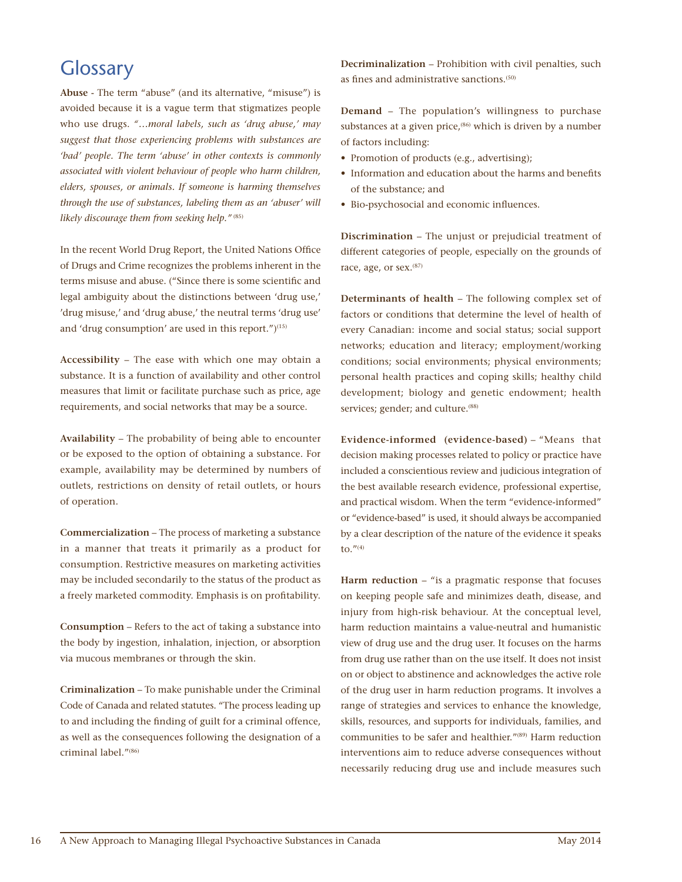# Glossary

**Abuse** - The term "abuse" (and its alternative, "misuse") is avoided because it is a vague term that stigmatizes people who use drugs. *"…moral labels, such as 'drug abuse,' may suggest that those experiencing problems with substances are 'bad' people. The term 'abuse' in other contexts is commonly associated with violent behaviour of people who harm children, elders, spouses, or animals. If someone is harming themselves through the use of substances, labeling them as an 'abuser' will likely discourage them from seeking help."* [85]

In the recent World Drug Report, the United Nations Office of Drugs and Crime recognizes the problems inherent in the terms misuse and abuse. ("Since there is some scientific and legal ambiguity about the distinctions between 'drug use,' 'drug misuse,' and 'drug abuse,' the neutral terms 'drug use' and 'drug consumption' are used in this report.")[15]

**Accessibility** – The ease with which one may obtain a substance. It is a function of availability and other control measures that limit or facilitate purchase such as price, age requirements, and social networks that may be a source.

**Availability** – The probability of being able to encounter or be exposed to the option of obtaining a substance. For example, availability may be determined by numbers of outlets, restrictions on density of retail outlets, or hours of operation.

**Commercialization** – The process of marketing a substance in a manner that treats it primarily as a product for consumption. Restrictive measures on marketing activities may be included secondarily to the status of the product as a freely marketed commodity. Emphasis is on profitability.

**Consumption** – Refers to the act of taking a substance into the body by ingestion, inhalation, injection, or absorption via mucous membranes or through the skin.

**Criminalization** – To make punishable under the Criminal Code of Canada and related statutes. "The process leading up to and including the finding of guilt for a criminal offence, as well as the consequences following the designation of a criminal label."[86]

**Decriminalization** – Prohibition with civil penalties, such as fines and administrative sanctions.[50]

**Demand** – The population's willingness to purchase substances at a given price,[86] which is driven by a number of factors including:

- Promotion of products (e.g., advertising);
- Information and education about the harms and benefits of the substance; and
- Bio-psychosocial and economic influences.

**Discrimination** – The unjust or prejudicial treatment of different categories of people, especially on the grounds of race, age, or sex.[87]

**Determinants of health** – The following complex set of factors or conditions that determine the level of health of every Canadian: income and social status; social support networks; education and literacy; employment/working conditions; social environments; physical environments; personal health practices and coping skills; healthy child development; biology and genetic endowment; health services; gender; and culture.[88]

**Evidence-informed (evidence-based)** – "Means that decision making processes related to policy or practice have included a conscientious review and judicious integration of the best available research evidence, professional expertise, and practical wisdom. When the term "evidence-informed" or "evidence-based" is used, it should always be accompanied by a clear description of the nature of the evidence it speaks to."[4]

**Harm reduction** – "is a pragmatic response that focuses on keeping people safe and minimizes death, disease, and injury from high-risk behaviour. At the conceptual level, harm reduction maintains a value-neutral and humanistic view of drug use and the drug user. It focuses on the harms from drug use rather than on the use itself. It does not insist on or object to abstinence and acknowledges the active role of the drug user in harm reduction programs. It involves a range of strategies and services to enhance the knowledge, skills, resources, and supports for individuals, families, and communities to be safer and healthier."[89] Harm reduction interventions aim to reduce adverse consequences without necessarily reducing drug use and include measures such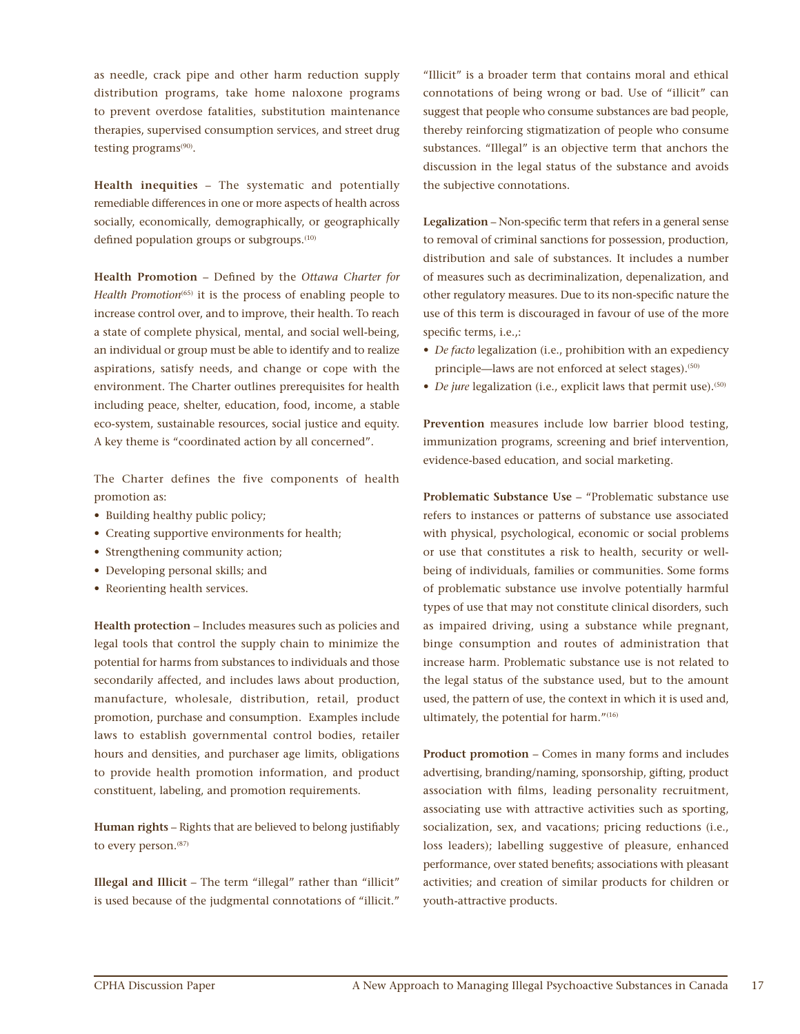as needle, crack pipe and other harm reduction supply distribution programs, take home naloxone programs to prevent overdose fatalities, substitution maintenance therapies, supervised consumption services, and street drug testing programs[90].

**Health inequities** – The systematic and potentially remediable differences in one or more aspects of health across socially, economically, demographically, or geographically defined population groups or subgroups.[10]

**Health Promotion** – Defined by the *Ottawa Charter for Health Promotion*[65] it is the process of enabling people to increase control over, and to improve, their health. To reach a state of complete physical, mental, and social well-being, an individual or group must be able to identify and to realize aspirations, satisfy needs, and change or cope with the environment. The Charter outlines prerequisites for health including peace, shelter, education, food, income, a stable eco-system, sustainable resources, social justice and equity. A key theme is "coordinated action by all concerned".

The Charter defines the five components of health promotion as:

- Building healthy public policy;
- Creating supportive environments for health;
- Strengthening community action;
- Developing personal skills; and
- Reorienting health services.

**Health protection** – Includes measures such as policies and legal tools that control the supply chain to minimize the potential for harms from substances to individuals and those secondarily affected, and includes laws about production, manufacture, wholesale, distribution, retail, product promotion, purchase and consumption. Examples include laws to establish governmental control bodies, retailer hours and densities, and purchaser age limits, obligations to provide health promotion information, and product constituent, labeling, and promotion requirements.

**Human rights** – Rights that are believed to belong justifiably to every person.[87]

**Illegal and Illicit** – The term "illegal" rather than "illicit" is used because of the judgmental connotations of "illicit." "Illicit" is a broader term that contains moral and ethical connotations of being wrong or bad. Use of "illicit" can suggest that people who consume substances are bad people, thereby reinforcing stigmatization of people who consume substances. "Illegal" is an objective term that anchors the discussion in the legal status of the substance and avoids the subjective connotations.

**Legalization** – Non-specific term that refers in a general sense to removal of criminal sanctions for possession, production, distribution and sale of substances. It includes a number of measures such as decriminalization, depenalization, and other regulatory measures. Due to its non-specific nature the use of this term is discouraged in favour of use of the more specific terms, i.e.,:

- *De facto* legalization (i.e., prohibition with an expediency principle—laws are not enforced at select stages).[50]
- *De jure* legalization (i.e., explicit laws that permit use).[50]

**Prevention** measures include low barrier blood testing, immunization programs, screening and brief intervention, evidence-based education, and social marketing.

**Problematic Substance Use** – "Problematic substance use refers to instances or patterns of substance use associated with physical, psychological, economic or social problems or use that constitutes a risk to health, security or well-being of individuals, families or communities. Some forms of problematic substance use involve potentially harmful types of use that may not constitute clinical disorders, such as impaired driving, using a substance while pregnant, binge consumption and routes of administration that increase harm. Problematic substance use is not related to the legal status of the substance used, but to the amount used, the pattern of use, the context in which it is used and, ultimately, the potential for harm."[16]

**Product promotion** – Comes in many forms and includes advertising, branding/naming, sponsorship, gifting, product association with films, leading personality recruitment, associating use with attractive activities such as sporting, socialization, sex, and vacations; pricing reductions (i.e., loss leaders); labelling suggestive of pleasure, enhanced performance, over stated benefits; associations with pleasant activities; and creation of similar products for children or youth-attractive products.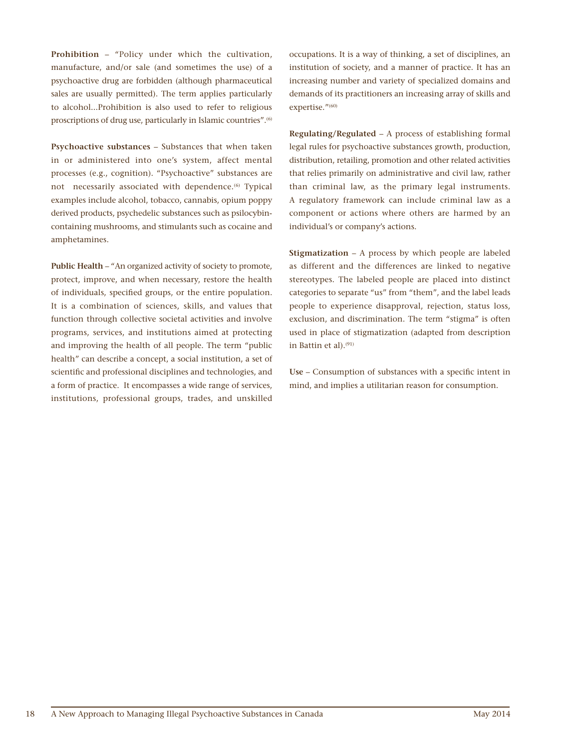**Prohibition** – "Policy under which the cultivation, manufacture, and/or sale (and sometimes the use) of a psychoactive drug are forbidden (although pharmaceutical sales are usually permitted). The term applies particularly to alcohol...Prohibition is also used to refer to religious proscriptions of drug use, particularly in Islamic countries".[6]

**Psychoactive substances** – Substances that when taken in or administered into one's system, affect mental processes (e.g., cognition). "Psychoactive" substances are not necessarily associated with dependence.[6] Typical examples include alcohol, tobacco, cannabis, opium poppy derived products, psychedelic substances such as psilocybin-containing mushrooms, and stimulants such as cocaine and amphetamines.

**Public Health** – "An organized activity of society to promote, protect, improve, and when necessary, restore the health of individuals, specified groups, or the entire population. It is a combination of sciences, skills, and values that function through collective societal activities and involve programs, services, and institutions aimed at protecting and improving the health of all people. The term "public health" can describe a concept, a social institution, a set of scientific and professional disciplines and technologies, and a form of practice. It encompasses a wide range of services, institutions, professional groups, trades, and unskilled occupations. It is a way of thinking, a set of disciplines, an institution of society, and a manner of practice. It has an increasing number and variety of specialized domains and demands of its practitioners an increasing array of skills and expertise."[60]

**Regulating/Regulated** – A process of establishing formal legal rules for psychoactive substances growth, production, distribution, retailing, promotion and other related activities that relies primarily on administrative and civil law, rather than criminal law, as the primary legal instruments. A regulatory framework can include criminal law as a component or actions where others are harmed by an individual's or company's actions.

**Stigmatization** – A process by which people are labeled as different and the differences are linked to negative stereotypes. The labeled people are placed into distinct categories to separate "us" from "them", and the label leads people to experience disapproval, rejection, status loss, exclusion, and discrimination. The term "stigma" is often used in place of stigmatization (adapted from description in Battin et al).[91]

**Use** – Consumption of substances with a specific intent in mind, and implies a utilitarian reason for consumption.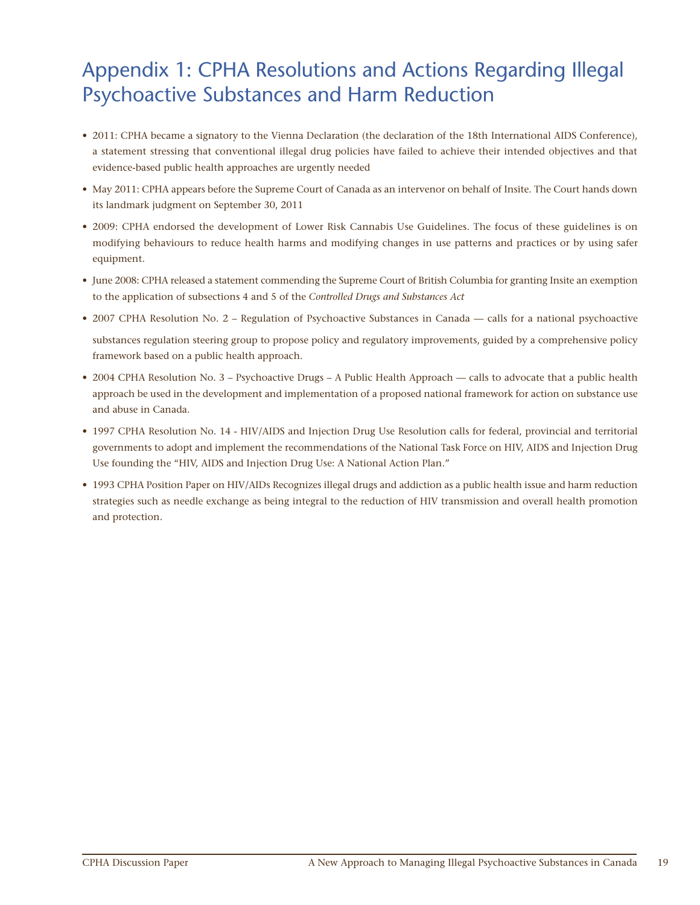# Appendix 1: CPHA Resolutions and Actions Regarding Illegal Psychoactive Substances and Harm Reduction

- 2011: CPHA became a signatory to the Vienna Declaration (the declaration of the 18th International AIDS Conference), a statement stressing that conventional illegal drug policies have failed to achieve their intended objectives and that evidence-based public health approaches are urgently needed
- May 2011: CPHA appears before the Supreme Court of Canada as an intervenor on behalf of Insite. The Court hands down its landmark judgment on September 30, 2011
- 2009: CPHA endorsed the development of Lower Risk Cannabis Use Guidelines. The focus of these guidelines is on modifying behaviours to reduce health harms and modifying changes in use patterns and practices or by using safer equipment.
- June 2008: CPHA released a statement commending the Supreme Court of British Columbia for granting Insite an exemption to the application of subsections 4 and 5 of the *Controlled Drugs and Substances Act*
- 2007 CPHA Resolution No. 2 – Regulation of Psychoactive Substances in Canada — calls for a national psychoactive substances regulation steering group to propose policy and regulatory improvements, guided by a comprehensive policy framework based on a public health approach.
- 2004 CPHA Resolution No. 3 – Psychoactive Drugs – A Public Health Approach — calls to advocate that a public health approach be used in the development and implementation of a proposed national framework for action on substance use and abuse in Canada.
- 1997 CPHA Resolution No. 14 - HIV/AIDS and Injection Drug Use Resolution calls for federal, provincial and territorial governments to adopt and implement the recommendations of the National Task Force on HIV, AIDS and Injection Drug Use founding the "HIV, AIDS and Injection Drug Use: A National Action Plan."
- 1993 CPHA Position Paper on HIV/AIDs Recognizes illegal drugs and addiction as a public health issue and harm reduction strategies such as needle exchange as being integral to the reduction of HIV transmission and overall health promotion and protection.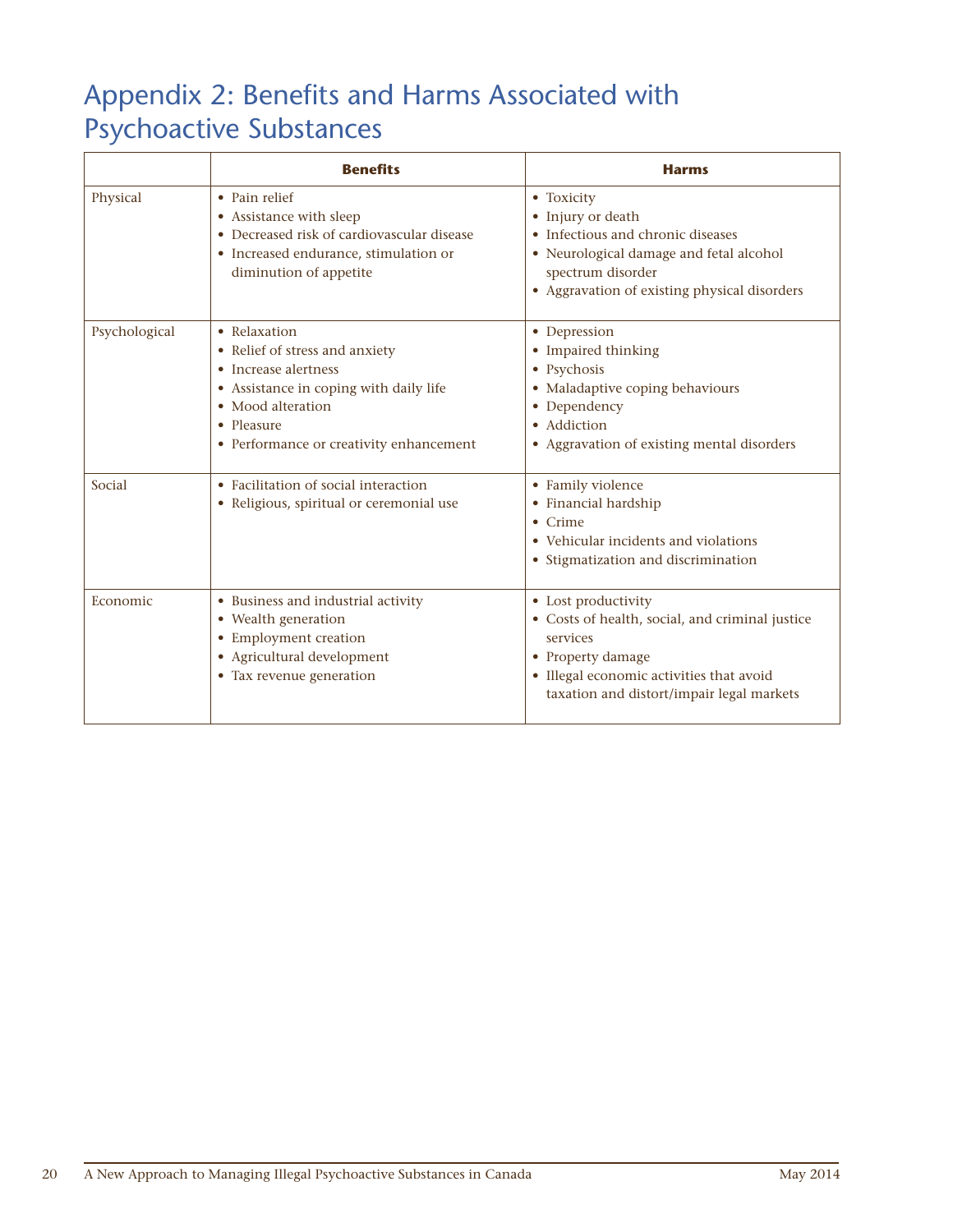# Appendix 2: Benefits and Harms Associated with Psychoactive Substances

| | Benefits | Harms |
|---|---|---|
| Physical | • Pain relief<br>• Assistance with sleep<br>• Decreased risk of cardiovascular disease<br>• Increased endurance, stimulation or diminution of appetite | • Toxicity<br>• Injury or death<br>• Infectious and chronic diseases<br>• Neurological damage and fetal alcohol spectrum disorder<br>• Aggravation of existing physical disorders |
| Psychological | • Relaxation<br>• Relief of stress and anxiety<br>• Increase alertness<br>• Assistance in coping with daily life<br>• Mood alteration<br>• Pleasure<br>• Performance or creativity enhancement | • Depression<br>• Impaired thinking<br>• Psychosis<br>• Maladaptive coping behaviours<br>• Dependency<br>• Addiction<br>• Aggravation of existing mental disorders |
| Social | • Facilitation of social interaction<br>• Religious, spiritual or ceremonial use | • Family violence<br>• Financial hardship<br>• Crime<br>• Vehicular incidents and violations<br>• Stigmatization and discrimination |
| Economic | • Business and industrial activity<br>• Wealth generation<br>• Employment creation<br>• Agricultural development<br>• Tax revenue generation | • Lost productivity<br>• Costs of health, social, and criminal justice services<br>• Property damage<br>• Illegal economic activities that avoid taxation and distort/impair legal markets |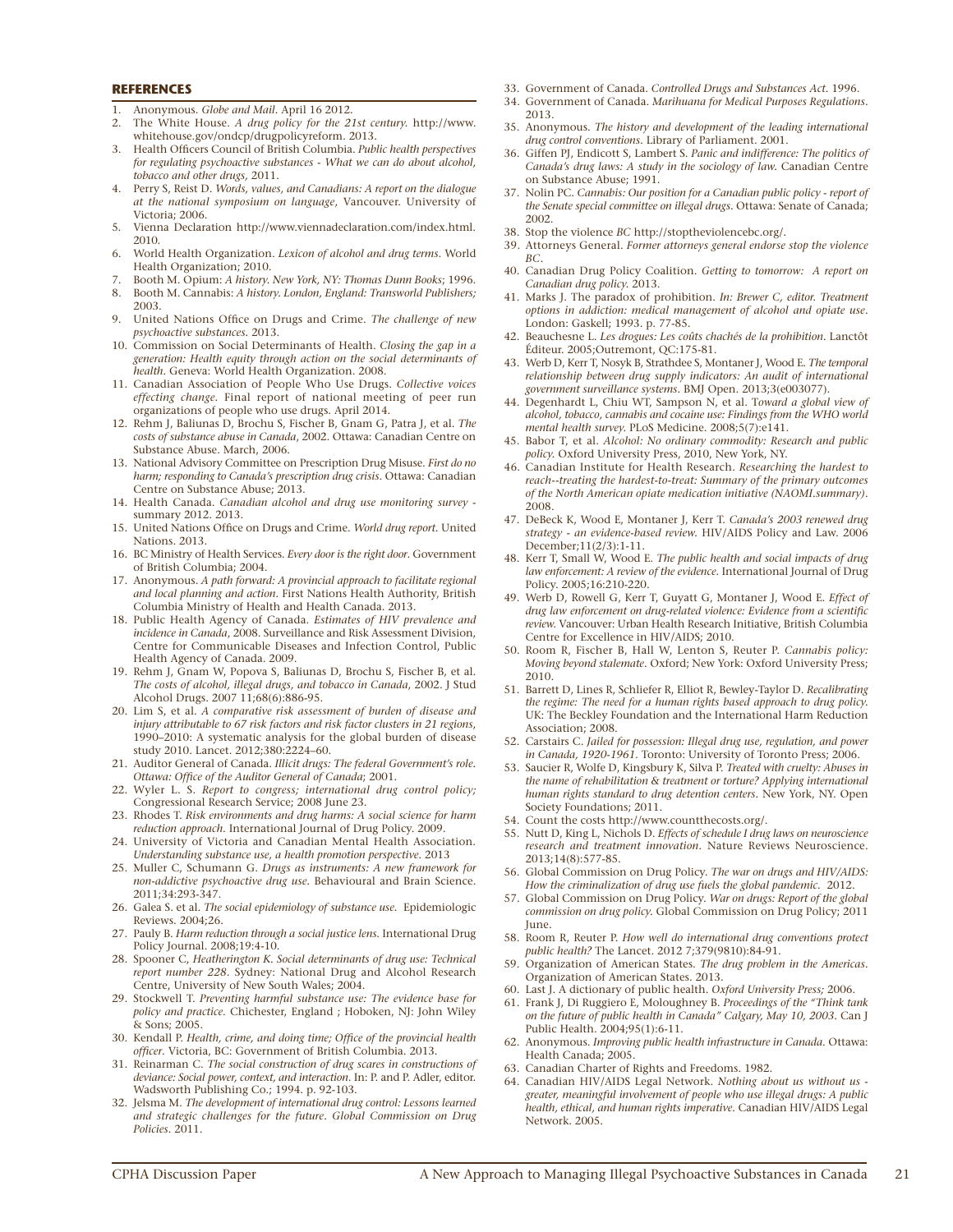## REFERENCES

1. Anonymous. *Globe and Mail*. April 16 2012.
2. The White House. *A drug policy for the 21st century.* http://www.whitehouse.gov/ondcp/drugpolicyreform. 2013.
3. Health Officers Council of British Columbia. *Public health perspectives for regulating psychoactive substances - What we can do about alcohol, tobacco and other drugs,* 2011.
4. Perry S, Reist D. *Words, values, and Canadians: A report on the dialogue at the national symposium on language*, Vancouver. University of Victoria; 2006.
5. Vienna Declaration http://www.viennadeclaration.com/index.html. 2010.
6. World Health Organization. *Lexicon of alcohol and drug terms.* World Health Organization; 2010.
7. Booth M. Opium: *A history. New York, NY: Thomas Dunn Books*; 1996.
8. Booth M. Cannabis: *A history. London, England: Transworld Publishers;* 2003.
9. United Nations Office on Drugs and Crime. *The challenge of new psychoactive substances*. 2013.
10. Commission on Social Determinants of Health. *Closing the gap in a generation: Health equity through action on the social determinants of health*. Geneva: World Health Organization. 2008.
11. Canadian Association of People Who Use Drugs. *Collective voices effecting change*. Final report of national meeting of peer run organizations of people who use drugs. April 2014.
12. Rehm J, Baliunas D, Brochu S, Fischer B, Gnam G, Patra J, et al. *The costs of substance abuse in Canada*, 2002. Ottawa: Canadian Centre on Substance Abuse. March, 2006.
13. National Advisory Committee on Prescription Drug Misuse. *First do no harm; responding to Canada's prescription drug crisis*. Ottawa: Canadian Centre on Substance Abuse; 2013.
14. Health Canada. *Canadian alcohol and drug use monitoring survey* - summary 2012. 2013.
15. United Nations Office on Drugs and Crime. *World drug report*. United Nations. 2013.
16. BC Ministry of Health Services. *Every door is the right door*. Government of British Columbia; 2004.
17. Anonymous. *A path forward: A provincial approach to facilitate regional and local planning and action*. First Nations Health Authority, British Columbia Ministry of Health and Health Canada. 2013.
18. Public Health Agency of Canada. *Estimates of HIV prevalence and incidence in Canada*, 2008. Surveillance and Risk Assessment Division, Centre for Communicable Diseases and Infection Control, Public Health Agency of Canada. 2009.
19. Rehm J, Gnam W, Popova S, Baliunas D, Brochu S, Fischer B, et al. *The costs of alcohol, illegal drugs, and tobacco in Canada*, 2002. J Stud Alcohol Drugs. 2007 11;68(6):886-95.
20. Lim S, et al. *A comparative risk assessment of burden of disease and injury attributable to 67 risk factors and risk factor clusters in 21 regions*, 1990–2010: A systematic analysis for the global burden of disease study 2010. Lancet. 2012;380:2224–60.
21. Auditor General of Canada. *Illicit drugs: The federal Government's role. Ottawa: Office of the Auditor General of Canada*; 2001.
22. Wyler L. S. *Report to congress; international drug control policy;* Congressional Research Service; 2008 June 23.
23. Rhodes T. *Risk environments and drug harms: A social science for harm reduction approach*. International Journal of Drug Policy. 2009.
24. University of Victoria and Canadian Mental Health Association. *Understanding substance use, a health promotion perspective*. 2013
25. Muller C, Schumann G. *Drugs as instruments: A new framework for non-addictive psychoactive drug use*. Behavioural and Brain Science. 2011;34:293-347.
26. Galea S. et al. *The social epidemiology of substance use*. Epidemiologic Reviews. 2004;26.
27. Pauly B. *Harm reduction through a social justice lens*. International Drug Policy Journal. 2008;19:4-10.
28. Spooner C, *Heatherington K. Social determinants of drug use: Technical report number 228*. Sydney: National Drug and Alcohol Research Centre, University of New South Wales; 2004.
29. Stockwell T. *Preventing harmful substance use: The evidence base for policy and practice*. Chichester, England ; Hoboken, NJ: John Wiley & Sons; 2005.
30. Kendall P. *Health, crime, and doing time; Office of the provincial health officer*. Victoria, BC: Government of British Columbia. 2013.
31. Reinarman C. *The social construction of drug scares in constructions of deviance: Social power, context, and interaction*. In: P. and P. Adler, editor. Wadsworth Publishing Co.; 1994. p. 92-103.
32. Jelsma M. *The development of international drug control: Lessons learned and strategic challenges for the future*. *Global Commission on Drug Policies*. 2011.
33. Government of Canada. *Controlled Drugs and Substances Act*. 1996.
34. Government of Canada. *Marihuana for Medical Purposes Regulations*. 2013.
35. Anonymous. *The history and development of the leading international drug control conventions*. Library of Parliament. 2001.
36. Giffen PJ, Endicott S, Lambert S. *Panic and indifference: The politics of Canada's drug laws: A study in the sociology of law.* Canadian Centre on Substance Abuse; 1991.
37. Nolin PC. *Cannabis: Our position for a Canadian public policy - report of the Senate special committee on illegal drugs*. Ottawa: Senate of Canada; 2002.
38. Stop the violence *BC* http://stoptheviolencebc.org/.
39. Attorneys General. *Former attorneys general endorse stop the violence BC*.
40. Canadian Drug Policy Coalition. *Getting to tomorrow: A report on Canadian drug policy.* 2013.
41. Marks J. The paradox of prohibition. *In: Brewer C, editor. Treatment options in addiction: medical management of alcohol and opiate use*. London: Gaskell; 1993. p. 77-85.
42. Beauchesne L. *Les drogues: Les coûts chachés de la prohibition*. Lanctôt Éditeur. 2005;Outremont, QC:175-81.
43. Werb D, Kerr T, Nosyk B, Strathdee S, Montaner J, Wood E. *The temporal relationship between drug supply indicators: An audit of international government surveillance systems*. BMJ Open. 2013;3(e003077).
44. Degenhardt L, Chiu WT, Sampson N, et al. T*oward a global view of alcohol, tobacco, cannabis and cocaine use: Findings from the WHO world mental health survey.* PLoS Medicine. 2008;5(7):e141.
45. Babor T, et al. *Alcohol: No ordinary commodity: Research and public policy*. Oxford University Press, 2010, New York, NY.
46. Canadian Institute for Health Research. *Researching the hardest to reach--treating the hardest-to-treat: Summary of the primary outcomes of the North American opiate medication initiative (NAOMI.summary)*. 2008.
47. DeBeck K, Wood E, Montaner J, Kerr T. *Canada's 2003 renewed drug strategy - an evidence-based review.* HIV/AIDS Policy and Law. 2006 December;11(2/3):1-11.
48. Kerr T, Small W, Wood E. *The public health and social impacts of drug law enforcement: A review of the evidence*. International Journal of Drug Policy. 2005;16:210-220.
49. Werb D, Rowell G, Kerr T, Guyatt G, Montaner J, Wood E. *Effect of drug law enforcement on drug-related violence: Evidence from a scientific review*. Vancouver: Urban Health Research Initiative, British Columbia Centre for Excellence in HIV/AIDS; 2010.
50. Room R, Fischer B, Hall W, Lenton S, Reuter P. *Cannabis policy: Moving beyond stalemate*. Oxford; New York: Oxford University Press; 2010.
51. Barrett D, Lines R, Schliefer R, Elliot R, Bewley-Taylor D. *Recalibrating the regime: The need for a human rights based approach to drug policy.* UK: The Beckley Foundation and the International Harm Reduction Association; 2008.
52. Carstairs C. *Jailed for possession: Illegal drug use, regulation, and power in Canada, 1920-1961.* Toronto: University of Toronto Press; 2006.
53. Saucier R, Wolfe D, Kingsbury K, Silva P. *Treated with cruelty: Abuses in the name of rehabilitation & treatment or torture? Applying international human rights standard to drug detention centers*. New York, NY. Open Society Foundations; 2011.
54. Count the costs http://www.countthecosts.org/.
55. Nutt D, King L, Nichols D. *Effects of schedule I drug laws on neuroscience research and treatment innovation*. Nature Reviews Neuroscience. 2013;14(8):577-85.
56. Global Commission on Drug Policy. *The war on drugs and HIV/AIDS: How the criminalization of drug use fuels the global pandemic*. 2012.
57. Global Commission on Drug Policy. *War on drugs: Report of the global commission on drug policy.* Global Commission on Drug Policy; 2011 June.
58. Room R, Reuter P. *How well do international drug conventions protect public health?* The Lancet. 2012 7;379(9810):84-91.
59. Organization of American States. *The drug problem in the Americas*. Organization of American States. 2013.
60. Last J. A dictionary of public health. *Oxford University Press;* 2006.
61. Frank J, Di Ruggiero E, Moloughney B. *Proceedings of the "Think tank on the future of public health in Canada" Calgary, May 10, 2003*. Can J Public Health. 2004;95(1):6-11.
62. Anonymous. *Improving public health infrastructure in Canada*. Ottawa: Health Canada; 2005.
63. Canadian Charter of Rights and Freedoms. 1982.
64. Canadian HIV/AIDS Legal Network. *Nothing about us without us - greater, meaningful involvement of people who use illegal drugs: A public health, ethical, and human rights imperative*. Canadian HIV/AIDS Legal Network. 2005.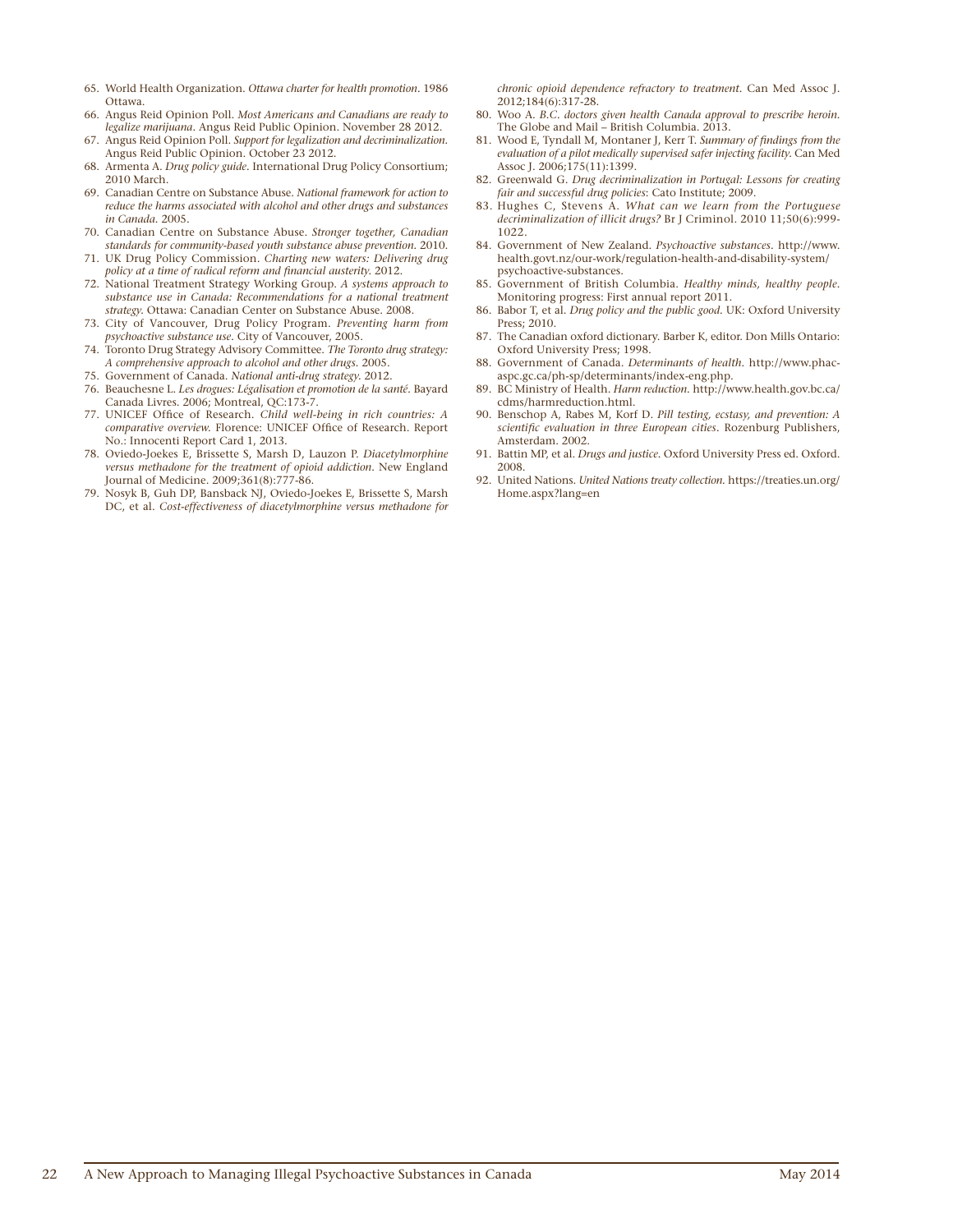65. World Health Organization. *Ottawa charter for health promotion*. 1986 Ottawa.
66. Angus Reid Opinion Poll. *Most Americans and Canadians are ready to legalize marijuana*. Angus Reid Public Opinion. November 28 2012.
67. Angus Reid Opinion Poll. *Support for legalization and decriminalization*. Angus Reid Public Opinion. October 23 2012.
68. Armenta A. *Drug policy guide*. International Drug Policy Consortium; 2010 March.
69. Canadian Centre on Substance Abuse. *National framework for action to reduce the harms associated with alcohol and other drugs and substances in Canada*. 2005.
70. Canadian Centre on Substance Abuse. *Stronger together, Canadian standards for community-based youth substance abuse prevention*. 2010.
71. UK Drug Policy Commission. *Charting new waters: Delivering drug policy at a time of radical reform and financial austerity*. 2012.
72. National Treatment Strategy Working Group. *A systems approach to substance use in Canada: Recommendations for a national treatment strategy*. Ottawa: Canadian Center on Substance Abuse. 2008.
73. City of Vancouver, Drug Policy Program. *Preventing harm from psychoactive substance use*. City of Vancouver, 2005.
74. Toronto Drug Strategy Advisory Committee. *The Toronto drug strategy: A comprehensive approach to alcohol and other drugs*. 2005.
75. Government of Canada. *National anti-drug strategy*. 2012.
76. Beauchesne L. *Les drogues: Légalisation et promotion de la santé*. Bayard Canada Livres. 2006; Montreal, QC:173-7.
77. UNICEF Office of Research. *Child well-being in rich countries: A comparative overview*. Florence: UNICEF Office of Research. Report No.: Innocenti Report Card 1, 2013.
78. Oviedo-Joekes E, Brissette S, Marsh D, Lauzon P. *Diacetylmorphine versus methadone for the treatment of opioid addiction*. New England Journal of Medicine. 2009;361(8):777-86.
79. Nosyk B, Guh DP, Bansback NJ, Oviedo-Joekes E, Brissette S, Marsh DC, et al. *Cost-effectiveness of diacetylmorphine versus methadone for chronic opioid dependence refractory to treatment*. Can Med Assoc J. 2012;184(6):317-28.
80. Woo A. *B.C. doctors given health Canada approval to prescribe heroin*. The Globe and Mail – British Columbia. 2013.
81. Wood E, Tyndall M, Montaner J, Kerr T. *Summary of findings from the evaluation of a pilot medically supervised safer injecting facility*. Can Med Assoc J. 2006;175(11):1399.
82. Greenwald G. *Drug decriminalization in Portugal: Lessons for creating fair and successful drug policies*: Cato Institute; 2009.
83. Hughes C, Stevens A. *What can we learn from the Portuguese decriminalization of illicit drugs?* Br J Criminol. 2010 11;50(6):999-1022.
84. Government of New Zealand. *Psychoactive substances*. http://www.health.govt.nz/our-work/regulation-health-and-disability-system/psychoactive-substances.
85. Government of British Columbia. *Healthy minds, healthy people*. Monitoring progress: First annual report 2011.
86. Babor T, et al. *Drug policy and the public good*. UK: Oxford University Press; 2010.
87. The Canadian oxford dictionary. Barber K, editor. Don Mills Ontario: Oxford University Press; 1998.
88. Government of Canada. *Determinants of health*. http://www.phac-aspc.gc.ca/ph-sp/determinants/index-eng.php.
89. BC Ministry of Health. *Harm reduction*. http://www.health.gov.bc.ca/cdms/harmreduction.html.
90. Benschop A, Rabes M, Korf D. *Pill testing, ecstasy, and prevention: A scientific evaluation in three European cities*. Rozenburg Publishers, Amsterdam. 2002.
91. Battin MP, et al. *Drugs and justice*. Oxford University Press ed. Oxford. 2008.
92. United Nations. *United Nations treaty collection*. https://treaties.un.org/Home.aspx?lang=en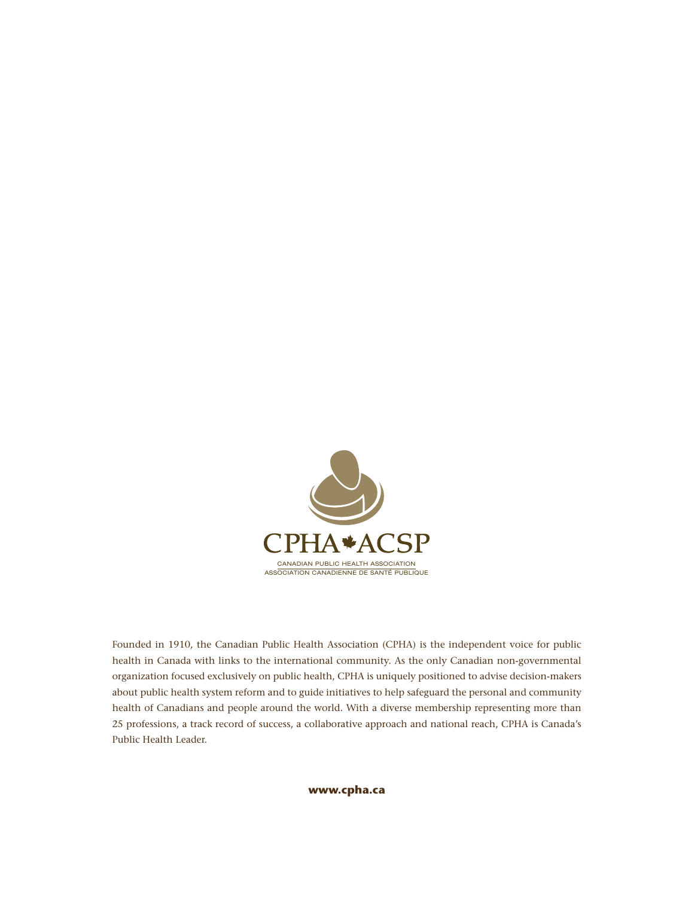CPHA ACSP

CANADIAN PUBLIC HEALTH ASSOCIATION
ASSOCIATION CANADIENNE DE SANTÉ PUBLIQUE

Founded in 1910, the Canadian Public Health Association (CPHA) is the independent voice for public health in Canada with links to the international community. As the only Canadian non-governmental organization focused exclusively on public health, CPHA is uniquely positioned to advise decision-makers about public health system reform and to guide initiatives to help safeguard the personal and community health of Canadians and people around the world. With a diverse membership representing more than 25 professions, a track record of success, a collaborative approach and national reach, CPHA is Canada's Public Health Leader.

**www.cpha.ca**